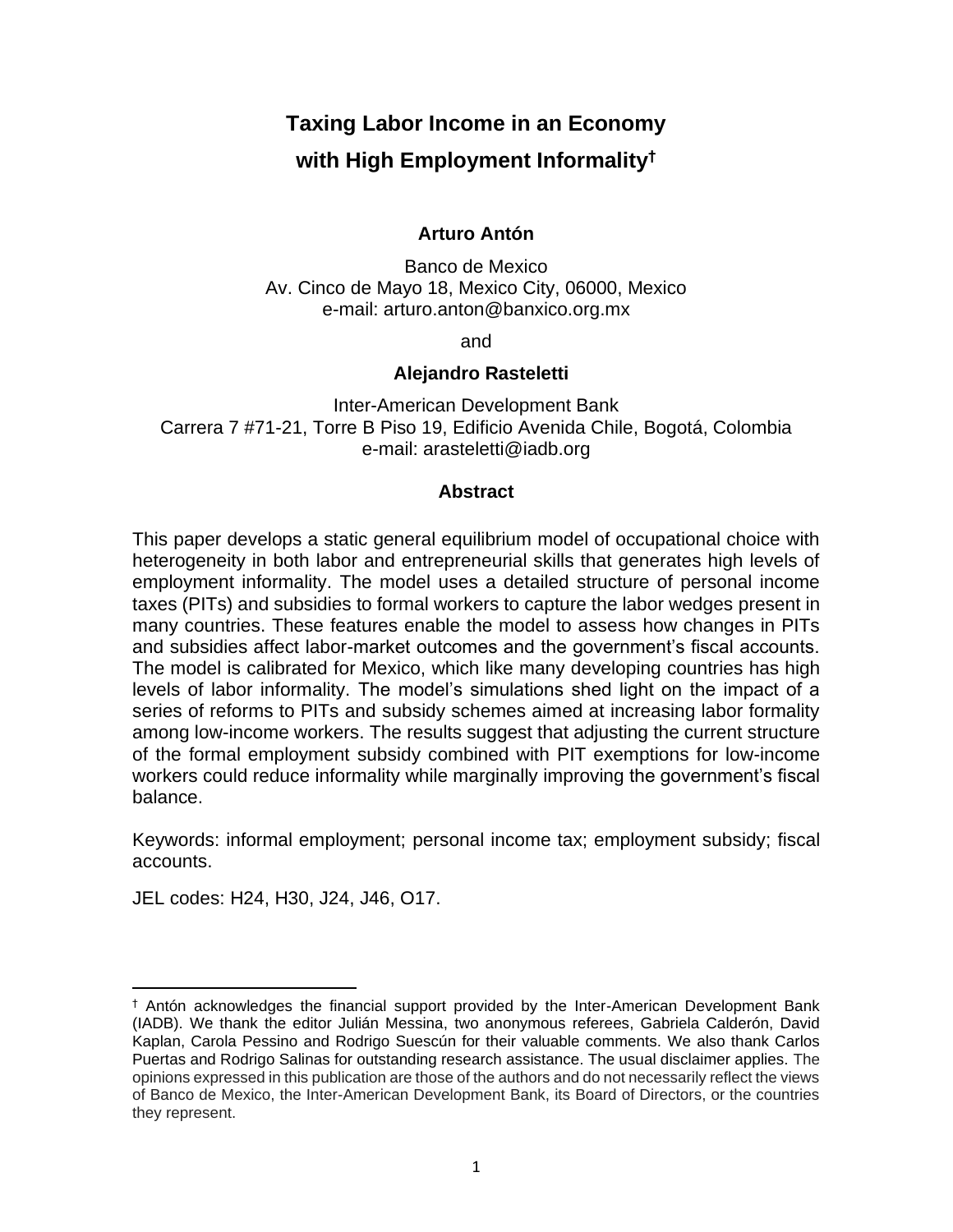# Taxing Labor Income in an Economy with High Employment Informality[†]

**Arturo Antón**

Banco de Mexico
Av. Cinco de Mayo 18, Mexico City, 06000, Mexico
e-mail: arturo.anton@banxico.org.mx

and

**Alejandro Rasteletti**

Inter-American Development Bank
Carrera 7 #71-21, Torre B Piso 19, Edificio Avenida Chile, Bogotá, Colombia
e-mail: arasteletti@iadb.org

## Abstract

This paper develops a static general equilibrium model of occupational choice with heterogeneity in both labor and entrepreneurial skills that generates high levels of employment informality. The model uses a detailed structure of personal income taxes (PITs) and subsidies to formal workers to capture the labor wedges present in many countries. These features enable the model to assess how changes in PITs and subsidies affect labor-market outcomes and the government's fiscal accounts. The model is calibrated for Mexico, which like many developing countries has high levels of labor informality. The model's simulations shed light on the impact of a series of reforms to PITs and subsidy schemes aimed at increasing labor formality among low-income workers. The results suggest that adjusting the current structure of the formal employment subsidy combined with PIT exemptions for low-income workers could reduce informality while marginally improving the government's fiscal balance.

Keywords: informal employment; personal income tax; employment subsidy; fiscal accounts.

JEL codes: H24, H30, J24, J46, O17.

---

[†] Antón acknowledges the financial support provided by the Inter-American Development Bank (IADB). We thank the editor Julián Messina, two anonymous referees, Gabriela Calderón, David Kaplan, Carola Pessino and Rodrigo Suescún for their valuable comments. We also thank Carlos Puertas and Rodrigo Salinas for outstanding research assistance. The usual disclaimer applies. The opinions expressed in this publication are those of the authors and do not necessarily reflect the views of Banco de Mexico, the Inter-American Development Bank, its Board of Directors, or the countries they represent.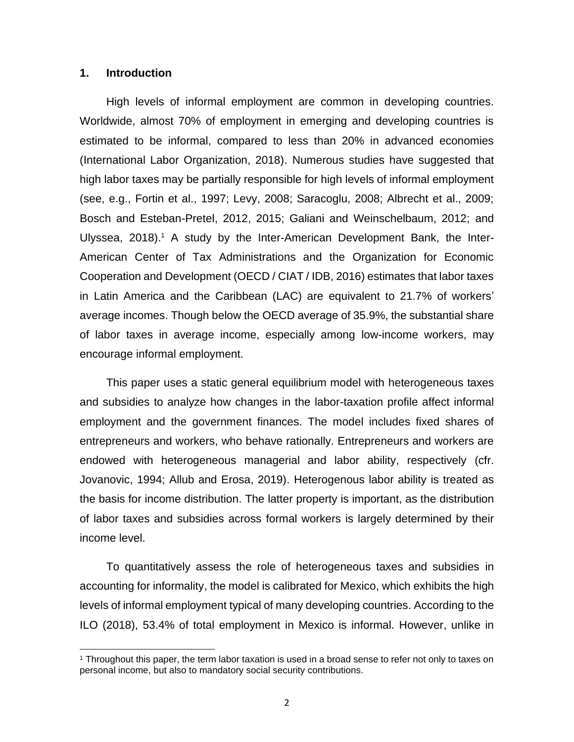## 1. Introduction

High levels of informal employment are common in developing countries. Worldwide, almost 70% of employment in emerging and developing countries is estimated to be informal, compared to less than 20% in advanced economies (International Labor Organization, 2018). Numerous studies have suggested that high labor taxes may be partially responsible for high levels of informal employment (see, e.g., Fortin et al., 1997; Levy, 2008; Saracoglu, 2008; Albrecht et al., 2009; Bosch and Esteban-Pretel, 2012, 2015; Galiani and Weinschelbaum, 2012; and Ulyssea, 2018).[1] A study by the Inter-American Development Bank, the Inter-American Center of Tax Administrations and the Organization for Economic Cooperation and Development (OECD / CIAT / IDB, 2016) estimates that labor taxes in Latin America and the Caribbean (LAC) are equivalent to 21.7% of workers' average incomes. Though below the OECD average of 35.9%, the substantial share of labor taxes in average income, especially among low-income workers, may encourage informal employment.

This paper uses a static general equilibrium model with heterogeneous taxes and subsidies to analyze how changes in the labor-taxation profile affect informal employment and the government finances. The model includes fixed shares of entrepreneurs and workers, who behave rationally. Entrepreneurs and workers are endowed with heterogeneous managerial and labor ability, respectively (cfr. Jovanovic, 1994; Allub and Erosa, 2019). Heterogenous labor ability is treated as the basis for income distribution. The latter property is important, as the distribution of labor taxes and subsidies across formal workers is largely determined by their income level.

To quantitatively assess the role of heterogeneous taxes and subsidies in accounting for informality, the model is calibrated for Mexico, which exhibits the high levels of informal employment typical of many developing countries. According to the ILO (2018), 53.4% of total employment in Mexico is informal. However, unlike in

[1] Throughout this paper, the term labor taxation is used in a broad sense to refer not only to taxes on personal income, but also to mandatory social security contributions.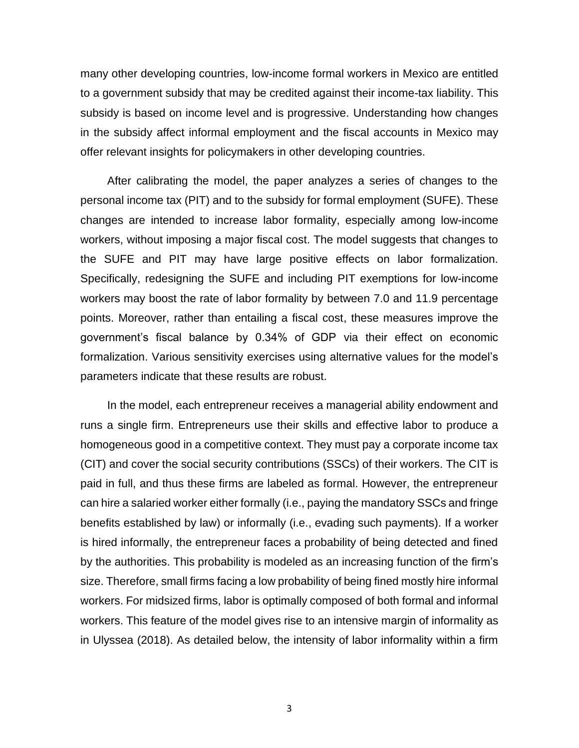many other developing countries, low-income formal workers in Mexico are entitled to a government subsidy that may be credited against their income-tax liability. This subsidy is based on income level and is progressive. Understanding how changes in the subsidy affect informal employment and the fiscal accounts in Mexico may offer relevant insights for policymakers in other developing countries.

After calibrating the model, the paper analyzes a series of changes to the personal income tax (PIT) and to the subsidy for formal employment (SUFE). These changes are intended to increase labor formality, especially among low-income workers, without imposing a major fiscal cost. The model suggests that changes to the SUFE and PIT may have large positive effects on labor formalization. Specifically, redesigning the SUFE and including PIT exemptions for low-income workers may boost the rate of labor formality by between 7.0 and 11.9 percentage points. Moreover, rather than entailing a fiscal cost, these measures improve the government's fiscal balance by 0.34% of GDP via their effect on economic formalization. Various sensitivity exercises using alternative values for the model's parameters indicate that these results are robust.

In the model, each entrepreneur receives a managerial ability endowment and runs a single firm. Entrepreneurs use their skills and effective labor to produce a homogeneous good in a competitive context. They must pay a corporate income tax (CIT) and cover the social security contributions (SSCs) of their workers. The CIT is paid in full, and thus these firms are labeled as formal. However, the entrepreneur can hire a salaried worker either formally (i.e., paying the mandatory SSCs and fringe benefits established by law) or informally (i.e., evading such payments). If a worker is hired informally, the entrepreneur faces a probability of being detected and fined by the authorities. This probability is modeled as an increasing function of the firm's size. Therefore, small firms facing a low probability of being fined mostly hire informal workers. For midsized firms, labor is optimally composed of both formal and informal workers. This feature of the model gives rise to an intensive margin of informality as in Ulyssea (2018). As detailed below, the intensity of labor informality within a firm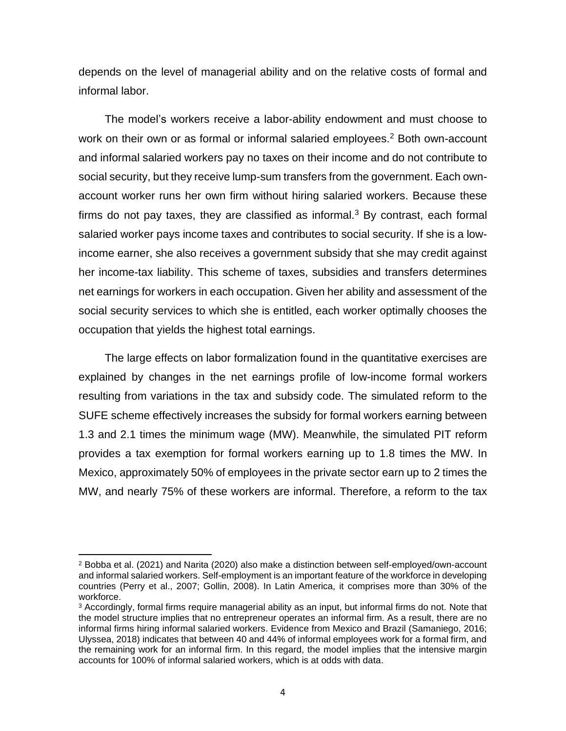depends on the level of managerial ability and on the relative costs of formal and informal labor.

The model's workers receive a labor-ability endowment and must choose to work on their own or as formal or informal salaried employees.[2] Both own-account and informal salaried workers pay no taxes on their income and do not contribute to social security, but they receive lump-sum transfers from the government. Each own-account worker runs her own firm without hiring salaried workers. Because these firms do not pay taxes, they are classified as informal.[3] By contrast, each formal salaried worker pays income taxes and contributes to social security. If she is a low-income earner, she also receives a government subsidy that she may credit against her income-tax liability. This scheme of taxes, subsidies and transfers determines net earnings for workers in each occupation. Given her ability and assessment of the social security services to which she is entitled, each worker optimally chooses the occupation that yields the highest total earnings.

The large effects on labor formalization found in the quantitative exercises are explained by changes in the net earnings profile of low-income formal workers resulting from variations in the tax and subsidy code. The simulated reform to the SUFE scheme effectively increases the subsidy for formal workers earning between 1.3 and 2.1 times the minimum wage (MW). Meanwhile, the simulated PIT reform provides a tax exemption for formal workers earning up to 1.8 times the MW. In Mexico, approximately 50% of employees in the private sector earn up to 2 times the MW, and nearly 75% of these workers are informal. Therefore, a reform to the tax

---

[2] Bobba et al. (2021) and Narita (2020) also make a distinction between self-employed/own-account and informal salaried workers. Self-employment is an important feature of the workforce in developing countries (Perry et al., 2007; Gollin, 2008). In Latin America, it comprises more than 30% of the workforce.

[3] Accordingly, formal firms require managerial ability as an input, but informal firms do not. Note that the model structure implies that no entrepreneur operates an informal firm. As a result, there are no informal firms hiring informal salaried workers. Evidence from Mexico and Brazil (Samaniego, 2016; Ulyssea, 2018) indicates that between 40 and 44% of informal employees work for a formal firm, and the remaining work for an informal firm. In this regard, the model implies that the intensive margin accounts for 100% of informal salaried workers, which is at odds with data.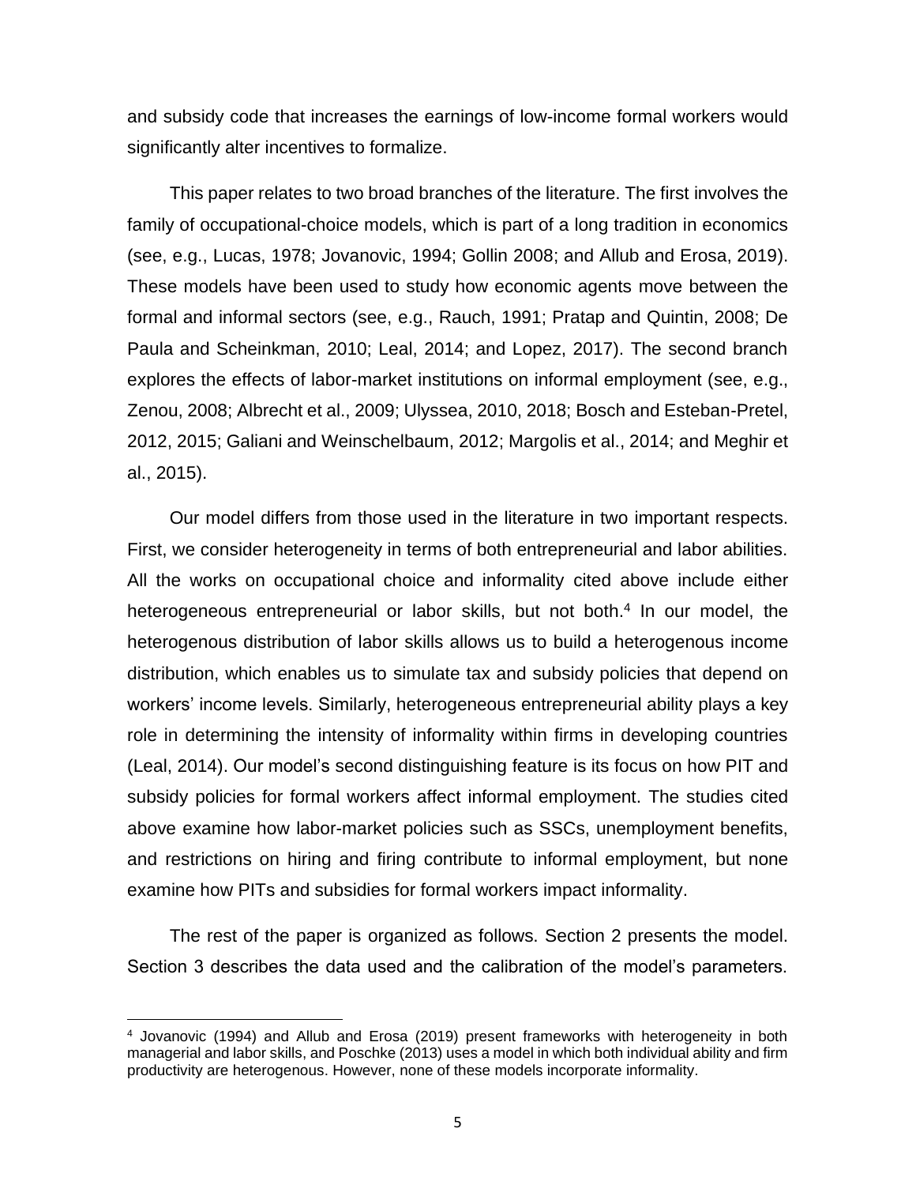and subsidy code that increases the earnings of low-income formal workers would significantly alter incentives to formalize.

This paper relates to two broad branches of the literature. The first involves the family of occupational-choice models, which is part of a long tradition in economics (see, e.g., Lucas, 1978; Jovanovic, 1994; Gollin 2008; and Allub and Erosa, 2019). These models have been used to study how economic agents move between the formal and informal sectors (see, e.g., Rauch, 1991; Pratap and Quintin, 2008; De Paula and Scheinkman, 2010; Leal, 2014; and Lopez, 2017). The second branch explores the effects of labor-market institutions on informal employment (see, e.g., Zenou, 2008; Albrecht et al., 2009; Ulyssea, 2010, 2018; Bosch and Esteban-Pretel, 2012, 2015; Galiani and Weinschelbaum, 2012; Margolis et al., 2014; and Meghir et al., 2015).

Our model differs from those used in the literature in two important respects. First, we consider heterogeneity in terms of both entrepreneurial and labor abilities. All the works on occupational choice and informality cited above include either heterogeneous entrepreneurial or labor skills, but not both.[4] In our model, the heterogenous distribution of labor skills allows us to build a heterogenous income distribution, which enables us to simulate tax and subsidy policies that depend on workers' income levels. Similarly, heterogeneous entrepreneurial ability plays a key role in determining the intensity of informality within firms in developing countries (Leal, 2014). Our model's second distinguishing feature is its focus on how PIT and subsidy policies for formal workers affect informal employment. The studies cited above examine how labor-market policies such as SSCs, unemployment benefits, and restrictions on hiring and firing contribute to informal employment, but none examine how PITs and subsidies for formal workers impact informality.

The rest of the paper is organized as follows. Section 2 presents the model. Section 3 describes the data used and the calibration of the model's parameters.

[4] Jovanovic (1994) and Allub and Erosa (2019) present frameworks with heterogeneity in both managerial and labor skills, and Poschke (2013) uses a model in which both individual ability and firm productivity are heterogenous. However, none of these models incorporate informality.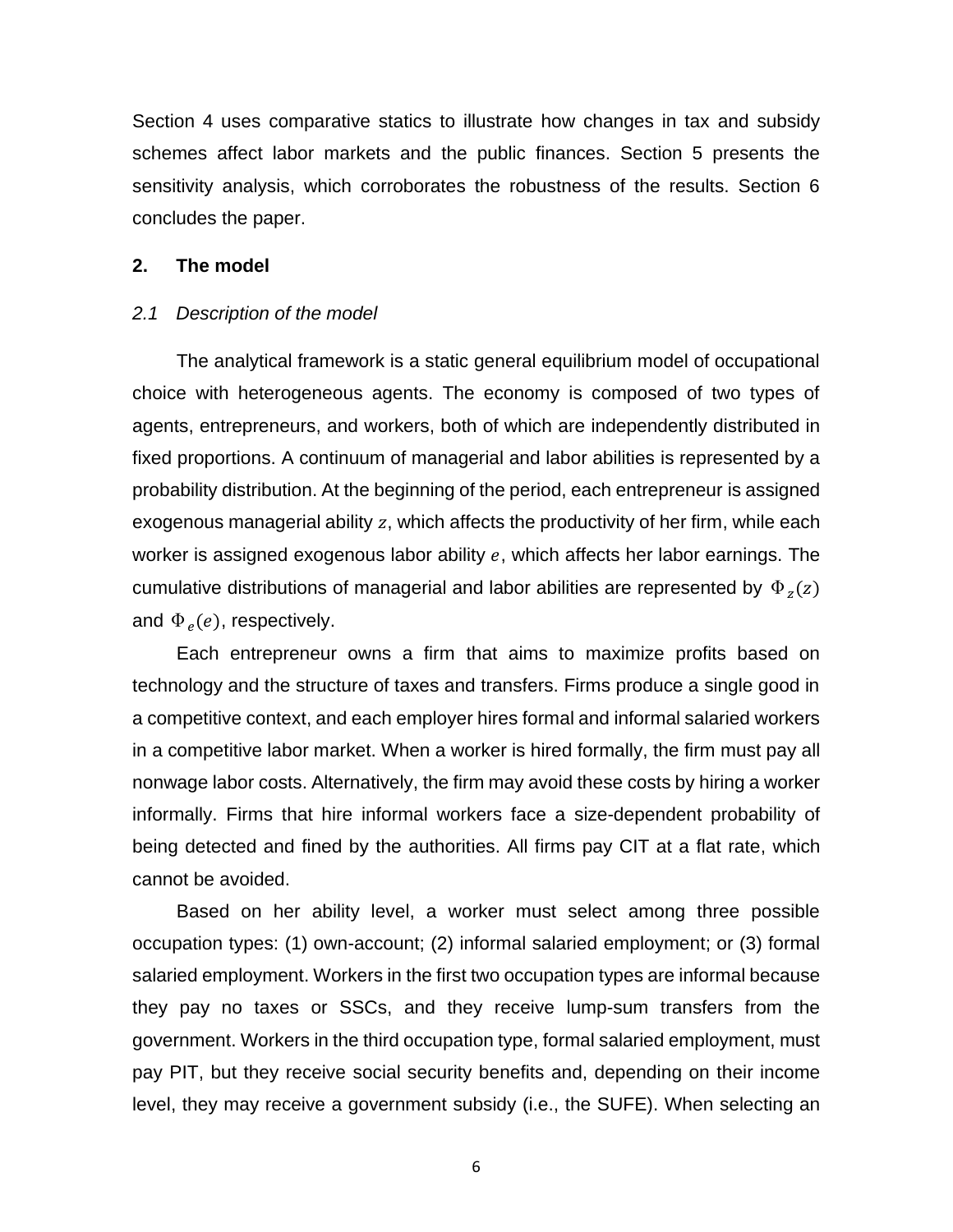Section 4 uses comparative statics to illustrate how changes in tax and subsidy schemes affect labor markets and the public finances. Section 5 presents the sensitivity analysis, which corroborates the robustness of the results. Section 6 concludes the paper.

## 2. The model

### *2.1 Description of the model*

The analytical framework is a static general equilibrium model of occupational choice with heterogeneous agents. The economy is composed of two types of agents, entrepreneurs, and workers, both of which are independently distributed in fixed proportions. A continuum of managerial and labor abilities is represented by a probability distribution. At the beginning of the period, each entrepreneur is assigned exogenous managerial ability $z$, which affects the productivity of her firm, while each worker is assigned exogenous labor ability $e$, which affects her labor earnings. The cumulative distributions of managerial and labor abilities are represented by $\Phi_z(z)$ and $\Phi_e(e)$, respectively.

Each entrepreneur owns a firm that aims to maximize profits based on technology and the structure of taxes and transfers. Firms produce a single good in a competitive context, and each employer hires formal and informal salaried workers in a competitive labor market. When a worker is hired formally, the firm must pay all nonwage labor costs. Alternatively, the firm may avoid these costs by hiring a worker informally. Firms that hire informal workers face a size-dependent probability of being detected and fined by the authorities. All firms pay CIT at a flat rate, which cannot be avoided.

Based on her ability level, a worker must select among three possible occupation types: (1) own-account; (2) informal salaried employment; or (3) formal salaried employment. Workers in the first two occupation types are informal because they pay no taxes or SSCs, and they receive lump-sum transfers from the government. Workers in the third occupation type, formal salaried employment, must pay PIT, but they receive social security benefits and, depending on their income level, they may receive a government subsidy (i.e., the SUFE). When selecting an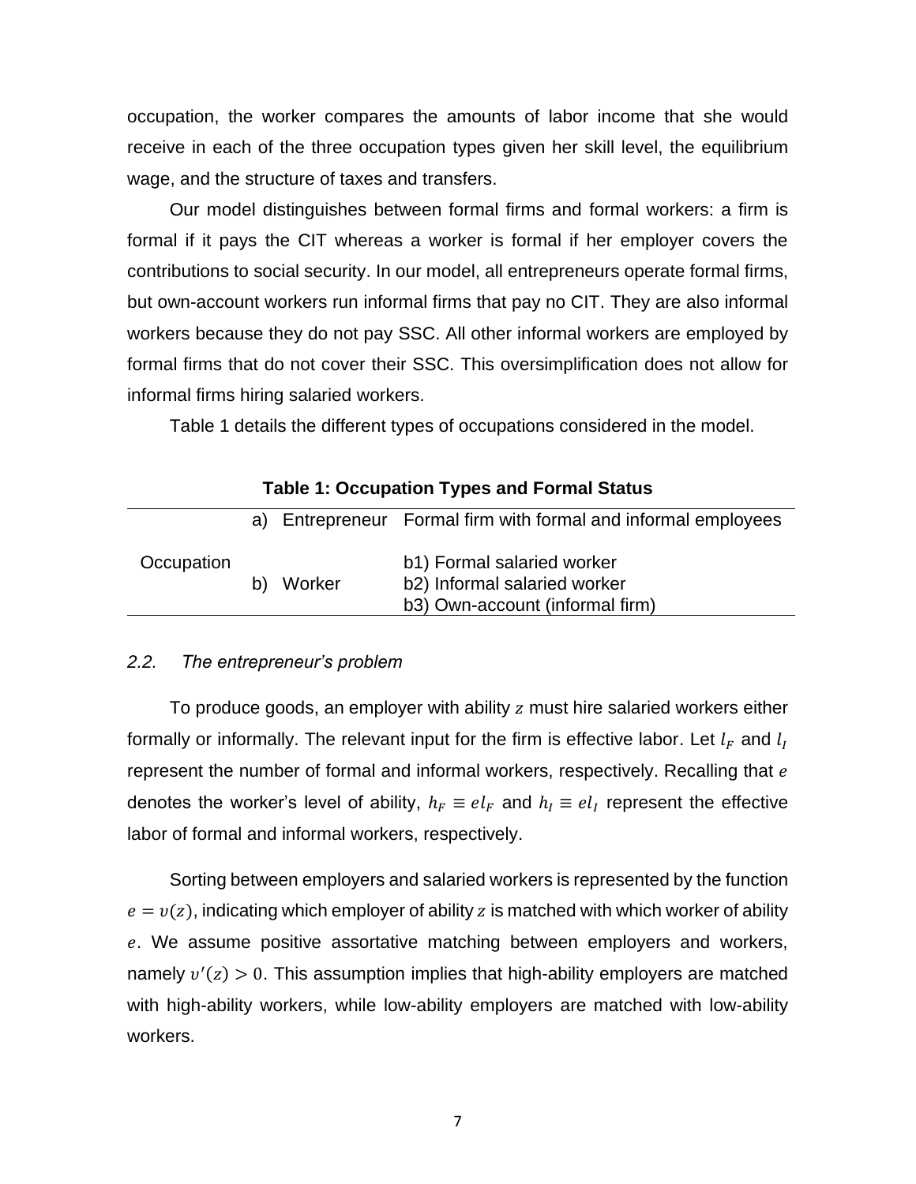occupation, the worker compares the amounts of labor income that she would receive in each of the three occupation types given her skill level, the equilibrium wage, and the structure of taxes and transfers.

Our model distinguishes between formal firms and formal workers: a firm is formal if it pays the CIT whereas a worker is formal if her employer covers the contributions to social security. In our model, all entrepreneurs operate formal firms, but own-account workers run informal firms that pay no CIT. They are also informal workers because they do not pay SSC. All other informal workers are employed by formal firms that do not cover their SSC. This oversimplification does not allow for informal firms hiring salaried workers.

Table 1 details the different types of occupations considered in the model.

**Table 1: Occupation Types and Formal Status**

| | | |
|---|---|---|
| Occupation | a) Entrepreneur | Formal firm with formal and informal employees |
| | b) Worker | b1) Formal salaried worker<br>b2) Informal salaried worker<br>b3) Own-account (informal firm) |

### *2.2. The entrepreneur's problem*

To produce goods, an employer with ability $z$ must hire salaried workers either formally or informally. The relevant input for the firm is effective labor. Let $l_F$ and $l_I$ represent the number of formal and informal workers, respectively. Recalling that $e$ denotes the worker's level of ability, $h_F \equiv el_F$ and $h_I \equiv el_I$ represent the effective labor of formal and informal workers, respectively.

Sorting between employers and salaried workers is represented by the function $e = \upsilon(z)$, indicating which employer of ability $z$ is matched with which worker of ability $e$. We assume positive assortative matching between employers and workers, namely $\upsilon'(z) > 0$. This assumption implies that high-ability employers are matched with high-ability workers, while low-ability employers are matched with low-ability workers.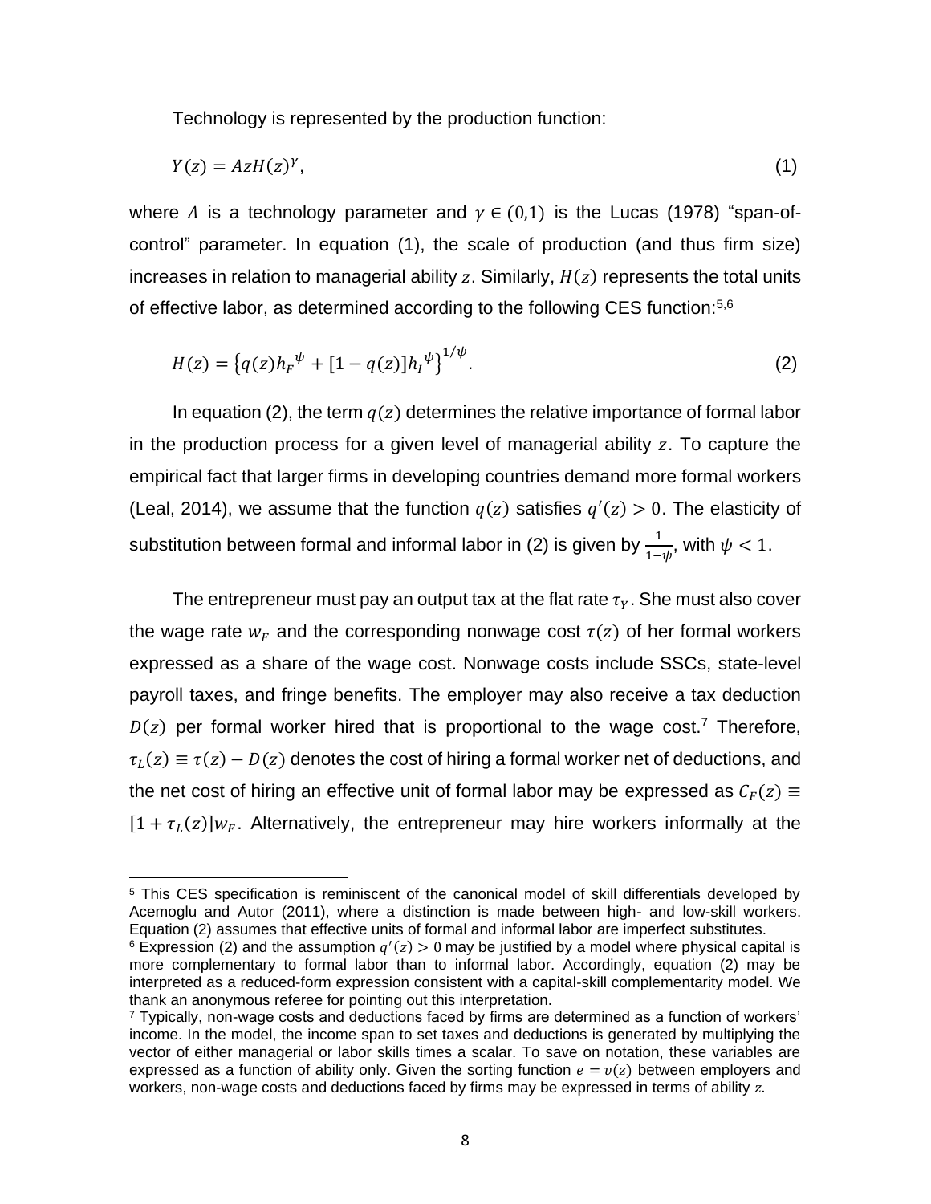Technology is represented by the production function:

$$Y(z) = AzH(z)^{\gamma}, \tag{1}$$

where $A$ is a technology parameter and $\gamma \in (0,1)$ is the Lucas (1978) "span-of-control" parameter. In equation (1), the scale of production (and thus firm size) increases in relation to managerial ability $z$. Similarly, $H(z)$ represents the total units of effective labor, as determined according to the following CES function:[5,6]

$$H(z) = \left\{q(z){h_F}^{\psi} + [1 - q(z)]{h_I}^{\psi}\right\}^{1/\psi}. \tag{2}$$

In equation (2), the term $q(z)$ determines the relative importance of formal labor in the production process for a given level of managerial ability $z$. To capture the empirical fact that larger firms in developing countries demand more formal workers (Leal, 2014), we assume that the function $q(z)$ satisfies $q'(z) > 0$. The elasticity of substitution between formal and informal labor in (2) is given by $\frac{1}{1-\psi}$, with $\psi < 1$.

The entrepreneur must pay an output tax at the flat rate $\tau_Y$. She must also cover the wage rate $w_F$ and the corresponding nonwage cost $\tau(z)$ of her formal workers expressed as a share of the wage cost. Nonwage costs include SSCs, state-level payroll taxes, and fringe benefits. The employer may also receive a tax deduction $D(z)$ per formal worker hired that is proportional to the wage cost.[7] Therefore, $\tau_L(z) \equiv \tau(z) - D(z)$ denotes the cost of hiring a formal worker net of deductions, and the net cost of hiring an effective unit of formal labor may be expressed as $C_F(z) \equiv [1 + \tau_L(z)]w_F$. Alternatively, the entrepreneur may hire workers informally at the

---

[5] This CES specification is reminiscent of the canonical model of skill differentials developed by Acemoglu and Autor (2011), where a distinction is made between high- and low-skill workers. Equation (2) assumes that effective units of formal and informal labor are imperfect substitutes.

[6] Expression (2) and the assumption $q'(z) > 0$ may be justified by a model where physical capital is more complementary to formal labor than to informal labor. Accordingly, equation (2) may be interpreted as a reduced-form expression consistent with a capital-skill complementarity model. We thank an anonymous referee for pointing out this interpretation.

[7] Typically, non-wage costs and deductions faced by firms are determined as a function of workers' income. In the model, the income span to set taxes and deductions is generated by multiplying the vector of either managerial or labor skills times a scalar. To save on notation, these variables are expressed as a function of ability only. Given the sorting function $e = v(z)$ between employers and workers, non-wage costs and deductions faced by firms may be expressed in terms of ability $z$.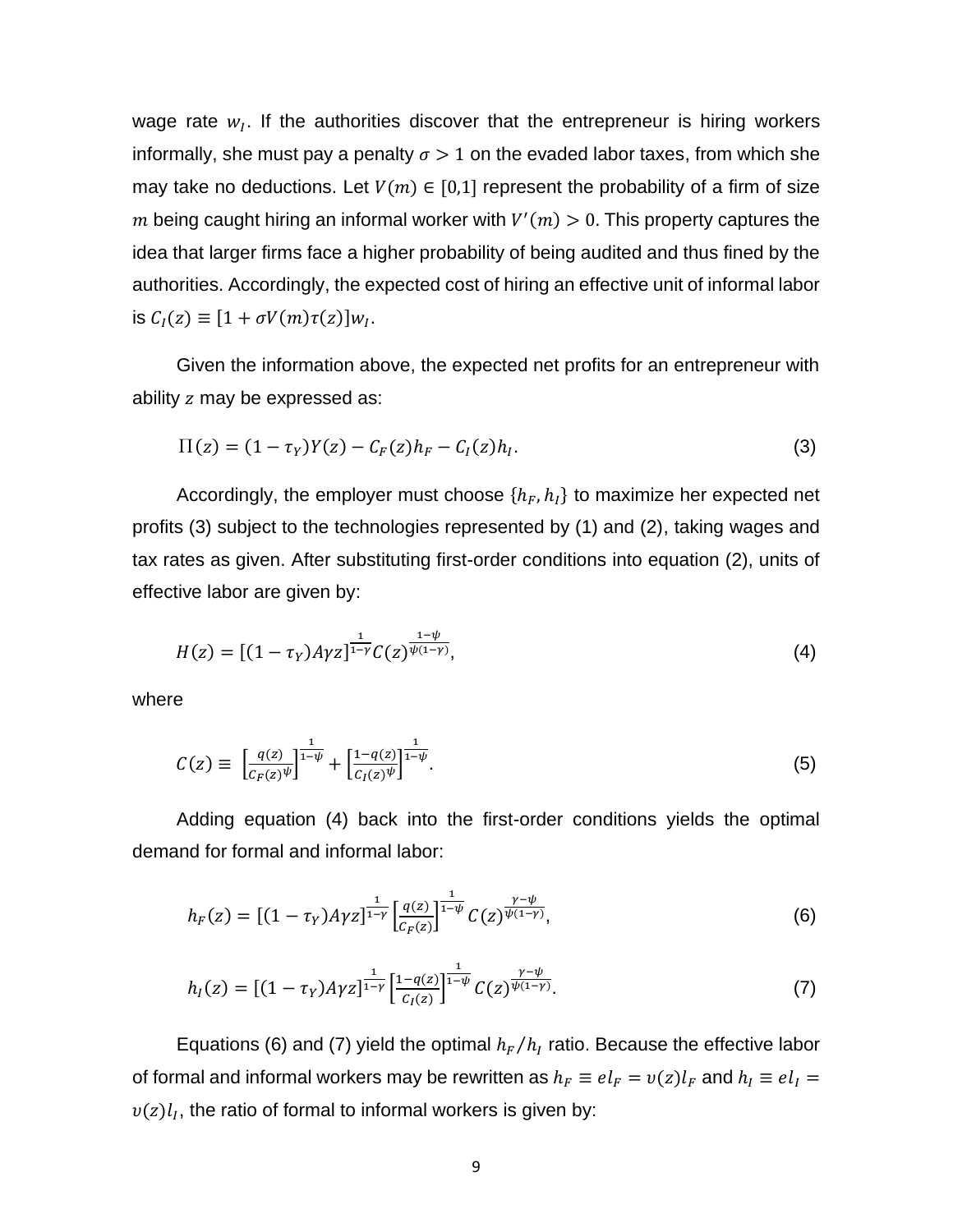wage rate $w_I$. If the authorities discover that the entrepreneur is hiring workers informally, she must pay a penalty $\sigma > 1$ on the evaded labor taxes, from which she may take no deductions. Let $V(m) \in [0,1]$ represent the probability of a firm of size $m$ being caught hiring an informal worker with $V'(m) > 0$. This property captures the idea that larger firms face a higher probability of being audited and thus fined by the authorities. Accordingly, the expected cost of hiring an effective unit of informal labor is $C_I(z) \equiv [1 + \sigma V(m)\tau(z)]w_I$.

Given the information above, the expected net profits for an entrepreneur with ability $z$ may be expressed as:

$$\Pi(z) = (1 - \tau_Y)Y(z) - C_F(z)h_F - C_I(z)h_I. \tag{3}$$

Accordingly, the employer must choose $\{h_F, h_I\}$ to maximize her expected net profits (3) subject to the technologies represented by (1) and (2), taking wages and tax rates as given. After substituting first-order conditions into equation (2), units of effective labor are given by:

$$H(z) = [(1 - \tau_Y)A\gamma z]^{\frac{1}{1-\gamma}} C(z)^{\frac{1-\psi}{\psi(1-\gamma)}}, \tag{4}$$

where

$$C(z) \equiv \left[\frac{q(z)}{C_F(z)^{\psi}}\right]^{\frac{1}{1-\psi}} + \left[\frac{1-q(z)}{C_I(z)^{\psi}}\right]^{\frac{1}{1-\psi}}. \tag{5}$$

Adding equation (4) back into the first-order conditions yields the optimal demand for formal and informal labor:

$$h_F(z) = [(1 - \tau_Y)A\gamma z]^{\frac{1}{1-\gamma}} \left[\frac{q(z)}{C_F(z)}\right]^{\frac{1}{1-\psi}} C(z)^{\frac{\gamma-\psi}{\psi(1-\gamma)}}, \tag{6}$$

$$h_I(z) = [(1 - \tau_Y)A\gamma z]^{\frac{1}{1-\gamma}} \left[\frac{1-q(z)}{C_I(z)}\right]^{\frac{1}{1-\psi}} C(z)^{\frac{\gamma-\psi}{\psi(1-\gamma)}}. \tag{7}$$

Equations (6) and (7) yield the optimal $h_F/h_I$ ratio. Because the effective labor of formal and informal workers may be rewritten as $h_F \equiv el_F = v(z)l_F$ and $h_I \equiv el_I = v(z)l_I$, the ratio of formal to informal workers is given by: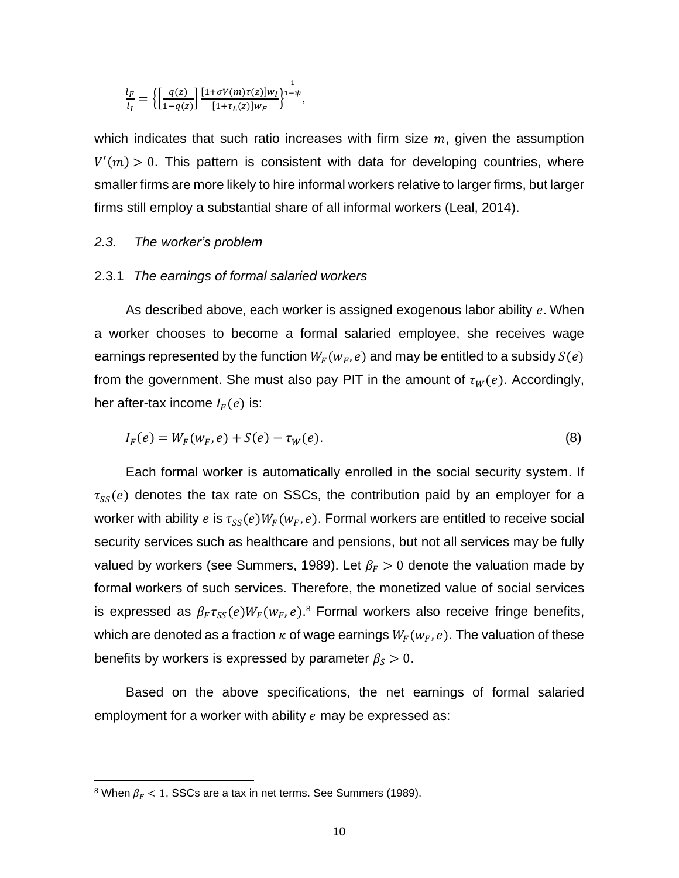$$\frac{l_F}{l_I} = \left\{\left[\frac{q(z)}{1-q(z)}\right]\frac{[1+\sigma V(m)\tau(z)]w_I}{[1+\tau_L(z)]w_F}\right\}^{\frac{1}{1-\psi}},$$

which indicates that such ratio increases with firm size $m$, given the assumption $V'(m) > 0$. This pattern is consistent with data for developing countries, where smaller firms are more likely to hire informal workers relative to larger firms, but larger firms still employ a substantial share of all informal workers (Leal, 2014).

## *2.3. The worker's problem*

### 2.3.1 *The earnings of formal salaried workers*

As described above, each worker is assigned exogenous labor ability $e$. When a worker chooses to become a formal salaried employee, she receives wage earnings represented by the function $W_F(w_F, e)$ and may be entitled to a subsidy $S(e)$ from the government. She must also pay PIT in the amount of $\tau_W(e)$. Accordingly, her after-tax income $I_F(e)$ is:

$$I_F(e) = W_F(w_F, e) + S(e) - \tau_W(e). \tag{8}$$

Each formal worker is automatically enrolled in the social security system. If $\tau_{SS}(e)$ denotes the tax rate on SSCs, the contribution paid by an employer for a worker with ability $e$ is $\tau_{SS}(e)W_F(w_F, e)$. Formal workers are entitled to receive social security services such as healthcare and pensions, but not all services may be fully valued by workers (see Summers, 1989). Let $\beta_F > 0$ denote the valuation made by formal workers of such services. Therefore, the monetized value of social services is expressed as $\beta_F \tau_{SS}(e)W_F(w_F, e)$.[8] Formal workers also receive fringe benefits, which are denoted as a fraction $\kappa$ of wage earnings $W_F(w_F, e)$. The valuation of these benefits by workers is expressed by parameter $\beta_S > 0$.

Based on the above specifications, the net earnings of formal salaried employment for a worker with ability $e$ may be expressed as:

[8] When $\beta_F < 1$, SSCs are a tax in net terms. See Summers (1989).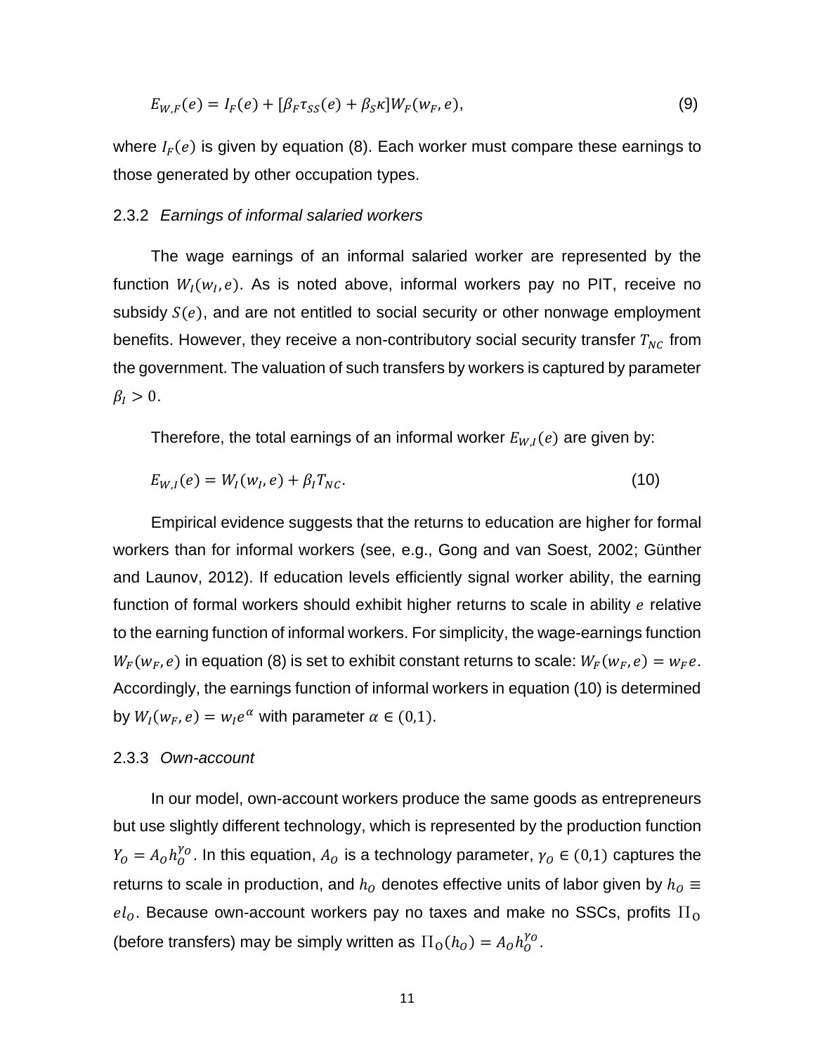$$E_{W,F}(e) = I_F(e) + [\beta_F \tau_{SS}(e) + \beta_S \kappa] W_F(w_F, e), \tag{9}$$

where $I_F(e)$ is given by equation (8). Each worker must compare these earnings to those generated by other occupation types.

### 2.3.2 *Earnings of informal salaried workers*

The wage earnings of an informal salaried worker are represented by the function $W_I(w_I, e)$. As is noted above, informal workers pay no PIT, receive no subsidy $S(e)$, and are not entitled to social security or other nonwage employment benefits. However, they receive a non-contributory social security transfer $T_{NC}$ from the government. The valuation of such transfers by workers is captured by parameter $\beta_I > 0$.

Therefore, the total earnings of an informal worker $E_{W,I}(e)$ are given by:

$$E_{W,I}(e) = W_I(w_I, e) + \beta_I T_{NC}. \tag{10}$$

Empirical evidence suggests that the returns to education are higher for formal workers than for informal workers (see, e.g., Gong and van Soest, 2002; Günther and Launov, 2012). If education levels efficiently signal worker ability, the earning function of formal workers should exhibit higher returns to scale in ability $e$ relative to the earning function of informal workers. For simplicity, the wage-earnings function $W_F(w_F, e)$ in equation (8) is set to exhibit constant returns to scale: $W_F(w_F, e) = w_F e$. Accordingly, the earnings function of informal workers in equation (10) is determined by $W_I(w_F, e) = w_I e^{\alpha}$ with parameter $\alpha \in (0,1)$.

### 2.3.3 *Own-account*

In our model, own-account workers produce the same goods as entrepreneurs but use slightly different technology, which is represented by the production function $Y_O = A_O h_O^{\gamma_O}$. In this equation, $A_O$ is a technology parameter, $\gamma_O \in (0,1)$ captures the returns to scale in production, and $h_O$ denotes effective units of labor given by $h_O \equiv e l_O$. Because own-account workers pay no taxes and make no SSCs, profits $\Pi_O$ (before transfers) may be simply written as $\Pi_O(h_O) = A_O h_O^{\gamma_O}$.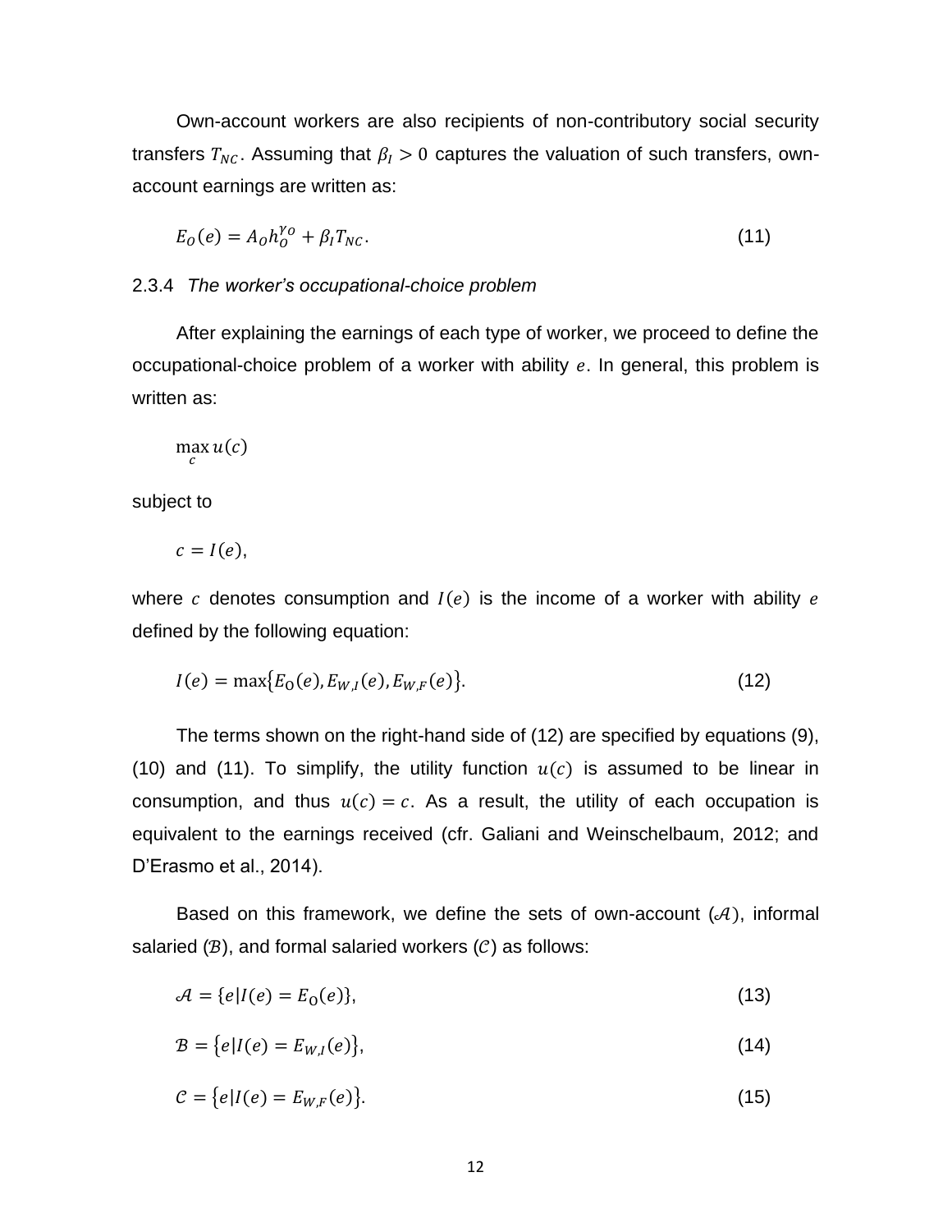Own-account workers are also recipients of non-contributory social security transfers $T_{NC}$. Assuming that $\beta_I > 0$ captures the valuation of such transfers, own-account earnings are written as:

$$E_O(e) = A_O h_O^{\gamma_O} + \beta_I T_{NC}. \tag{11}$$

### 2.3.4 *The worker's occupational-choice problem*

After explaining the earnings of each type of worker, we proceed to define the occupational-choice problem of a worker with ability $e$. In general, this problem is written as:

$$\max_c u(c)$$

subject to

$$c = I(e),$$

where $c$ denotes consumption and $I(e)$ is the income of a worker with ability $e$ defined by the following equation:

$$I(e) = \max\{E_O(e), E_{W,I}(e), E_{W,F}(e)\}. \tag{12}$$

The terms shown on the right-hand side of (12) are specified by equations (9), (10) and (11). To simplify, the utility function $u(c)$ is assumed to be linear in consumption, and thus $u(c) = c$. As a result, the utility of each occupation is equivalent to the earnings received (cfr. Galiani and Weinschelbaum, 2012; and D'Erasmo et al., 2014).

Based on this framework, we define the sets of own-account ($\mathcal{A}$), informal salaried ($\mathcal{B}$), and formal salaried workers ($\mathcal{C}$) as follows:

$$\mathcal{A} = \{e | I(e) = E_O(e)\}, \tag{13}$$

$$\mathcal{B} = \{e | I(e) = E_{W,I}(e)\}, \tag{14}$$

$$\mathcal{C} = \{e | I(e) = E_{W,F}(e)\}. \tag{15}$$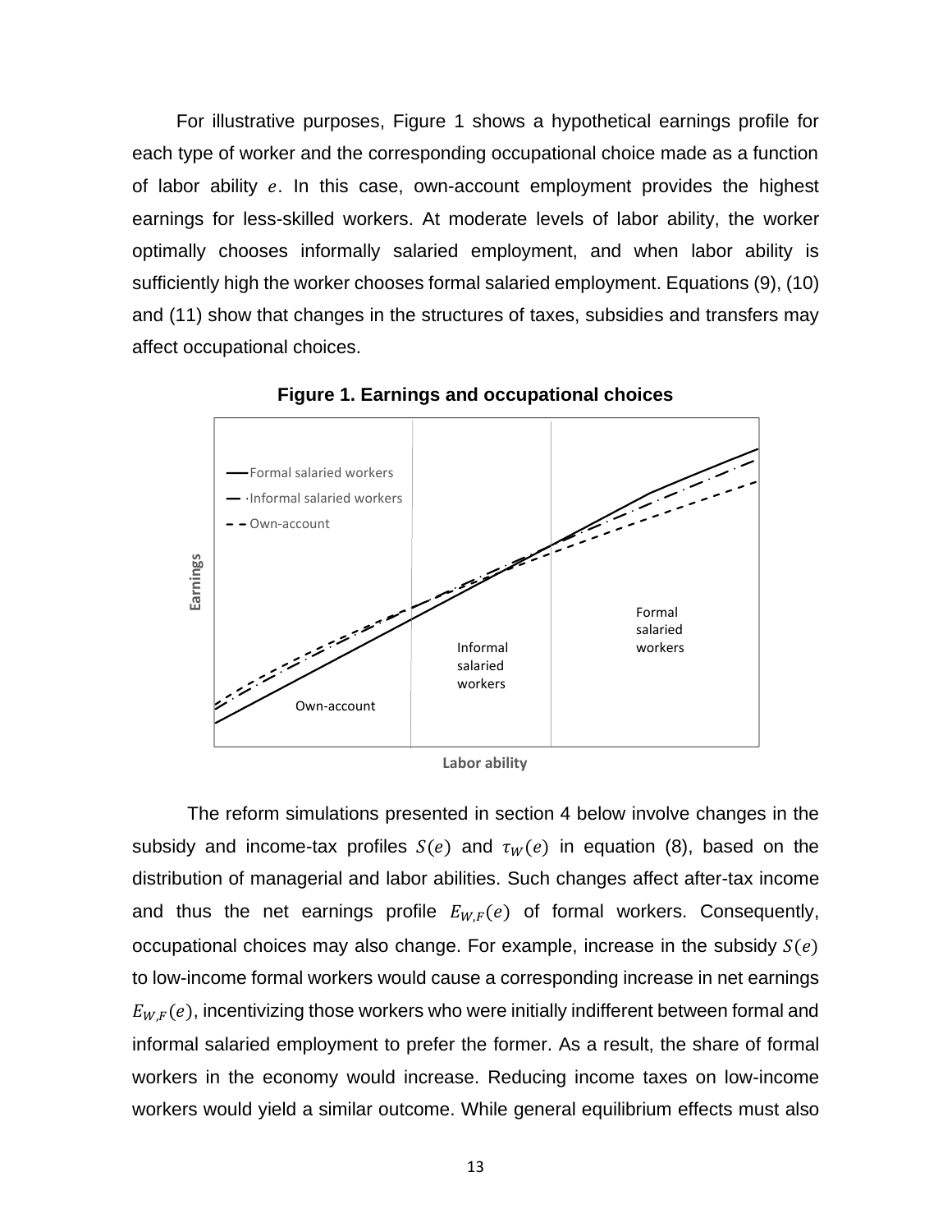For illustrative purposes, Figure 1 shows a hypothetical earnings profile for each type of worker and the corresponding occupational choice made as a function of labor ability $e$. In this case, own-account employment provides the highest earnings for less-skilled workers. At moderate levels of labor ability, the worker optimally chooses informally salaried employment, and when labor ability is sufficiently high the worker chooses formal salaried employment. Equations (9), (10) and (11) show that changes in the structures of taxes, subsidies and transfers may affect occupational choices.

**Figure 1. Earnings and occupational choices**

The reform simulations presented in section 4 below involve changes in the subsidy and income-tax profiles $S(e)$ and $\tau_W(e)$ in equation (8), based on the distribution of managerial and labor abilities. Such changes affect after-tax income and thus the net earnings profile $E_{W,F}(e)$ of formal workers. Consequently, occupational choices may also change. For example, increase in the subsidy $S(e)$ to low-income formal workers would cause a corresponding increase in net earnings $E_{W,F}(e)$, incentivizing those workers who were initially indifferent between formal and informal salaried employment to prefer the former. As a result, the share of formal workers in the economy would increase. Reducing income taxes on low-income workers would yield a similar outcome. While general equilibrium effects must also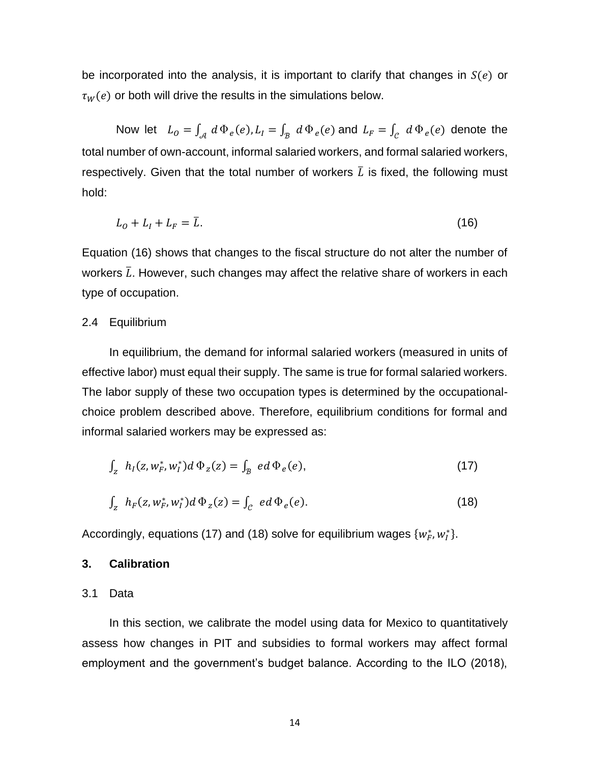be incorporated into the analysis, it is important to clarify that changes in $S(e)$ or $\tau_W(e)$ or both will drive the results in the simulations below.

Now let $L_O = \int_{\mathcal{A}} d\,\Phi_e(e), L_I = \int_{\mathcal{B}} d\,\Phi_e(e)$ and $L_F = \int_{\mathcal{C}} d\,\Phi_e(e)$ denote the total number of own-account, informal salaried workers, and formal salaried workers, respectively. Given that the total number of workers $\bar{L}$ is fixed, the following must hold:

$$L_O + L_I + L_F = \bar{L}. \tag{16}$$

Equation (16) shows that changes to the fiscal structure do not alter the number of workers $\bar{L}$. However, such changes may affect the relative share of workers in each type of occupation.

### 2.4 Equilibrium

In equilibrium, the demand for informal salaried workers (measured in units of effective labor) must equal their supply. The same is true for formal salaried workers. The labor supply of these two occupation types is determined by the occupational-choice problem described above. Therefore, equilibrium conditions for formal and informal salaried workers may be expressed as:

$$\int_z h_I(z, w_F^*, w_I^*) d\,\Phi_z(z) = \int_{\mathcal{B}} e d\,\Phi_e(e), \tag{17}$$

$$\int_z h_F(z, w_F^*, w_I^*) d\,\Phi_z(z) = \int_{\mathcal{C}} e d\,\Phi_e(e). \tag{18}$$

Accordingly, equations (17) and (18) solve for equilibrium wages $\{w_F^*, w_I^*\}$.

## 3. Calibration

### 3.1 Data

In this section, we calibrate the model using data for Mexico to quantitatively assess how changes in PIT and subsidies to formal workers may affect formal employment and the government's budget balance. According to the ILO (2018),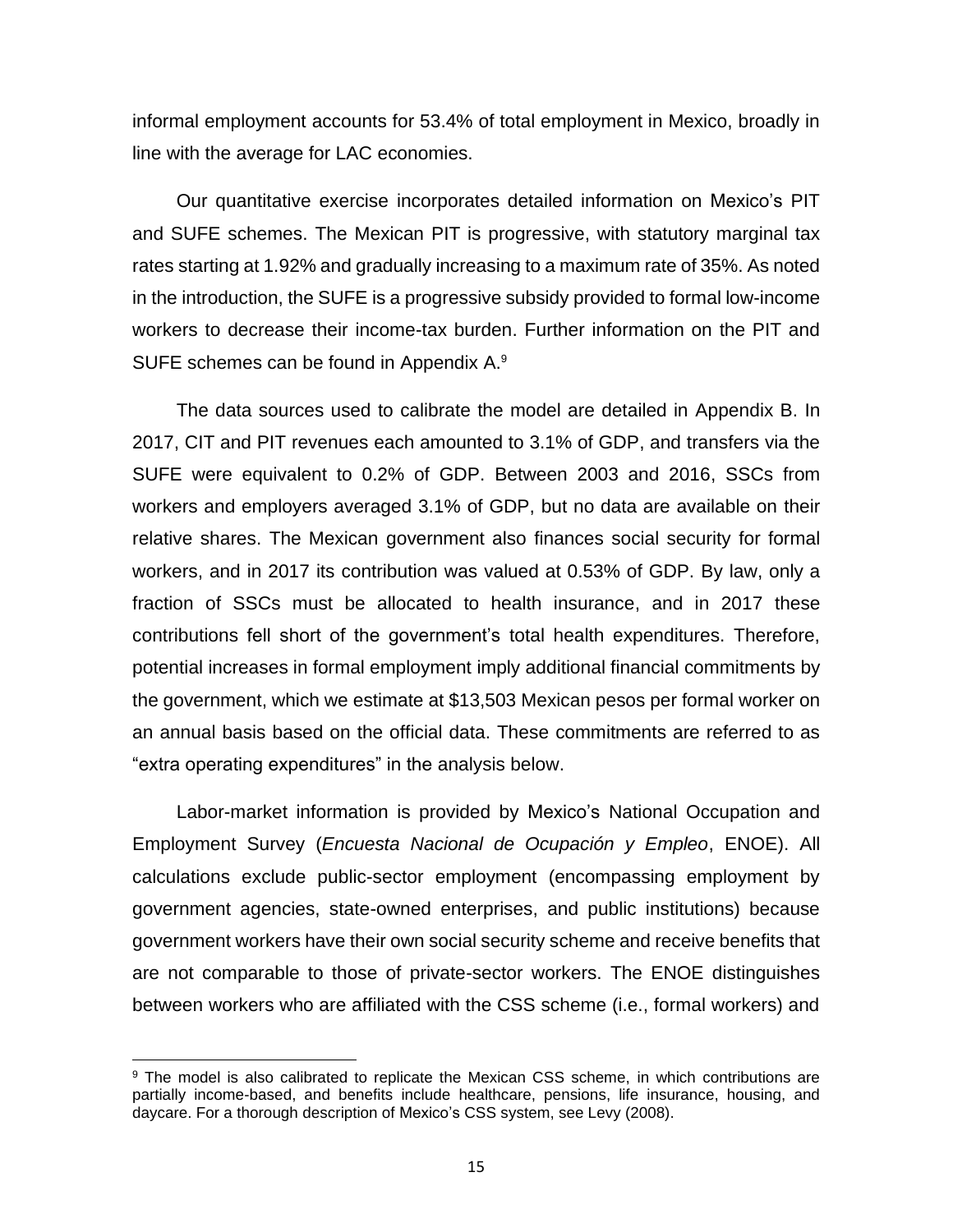informal employment accounts for 53.4% of total employment in Mexico, broadly in line with the average for LAC economies.

Our quantitative exercise incorporates detailed information on Mexico's PIT and SUFE schemes. The Mexican PIT is progressive, with statutory marginal tax rates starting at 1.92% and gradually increasing to a maximum rate of 35%. As noted in the introduction, the SUFE is a progressive subsidy provided to formal low-income workers to decrease their income-tax burden. Further information on the PIT and SUFE schemes can be found in Appendix A.[9]

The data sources used to calibrate the model are detailed in Appendix B. In 2017, CIT and PIT revenues each amounted to 3.1% of GDP, and transfers via the SUFE were equivalent to 0.2% of GDP. Between 2003 and 2016, SSCs from workers and employers averaged 3.1% of GDP, but no data are available on their relative shares. The Mexican government also finances social security for formal workers, and in 2017 its contribution was valued at 0.53% of GDP. By law, only a fraction of SSCs must be allocated to health insurance, and in 2017 these contributions fell short of the government's total health expenditures. Therefore, potential increases in formal employment imply additional financial commitments by the government, which we estimate at $13,503 Mexican pesos per formal worker on an annual basis based on the official data. These commitments are referred to as "extra operating expenditures" in the analysis below.

Labor-market information is provided by Mexico's National Occupation and Employment Survey (*Encuesta Nacional de Ocupación y Empleo*, ENOE). All calculations exclude public-sector employment (encompassing employment by government agencies, state-owned enterprises, and public institutions) because government workers have their own social security scheme and receive benefits that are not comparable to those of private-sector workers. The ENOE distinguishes between workers who are affiliated with the CSS scheme (i.e., formal workers) and

[9] The model is also calibrated to replicate the Mexican CSS scheme, in which contributions are partially income-based, and benefits include healthcare, pensions, life insurance, housing, and daycare. For a thorough description of Mexico's CSS system, see Levy (2008).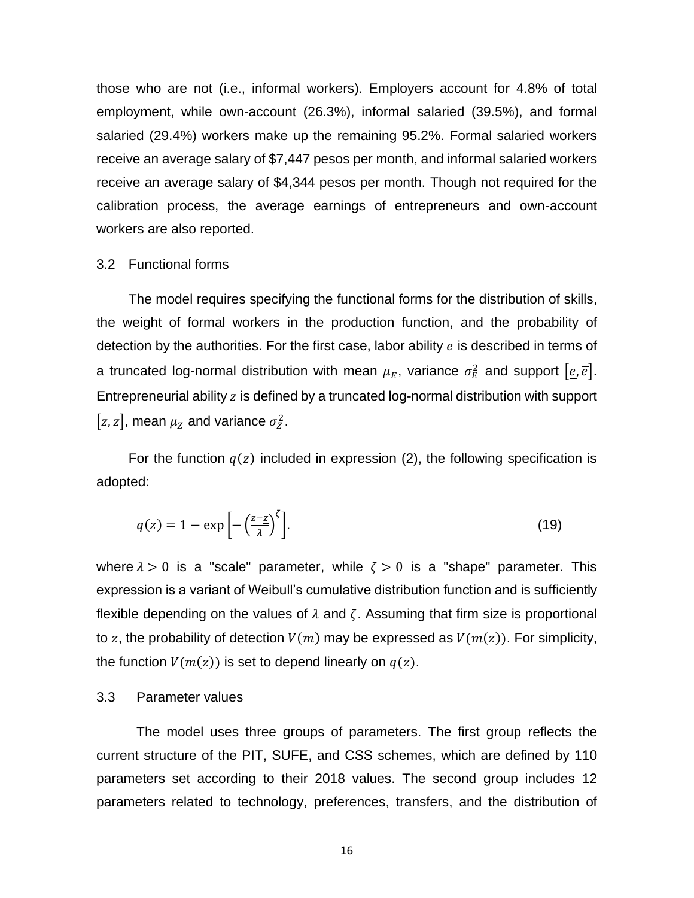those who are not (i.e., informal workers). Employers account for 4.8% of total employment, while own-account (26.3%), informal salaried (39.5%), and formal salaried (29.4%) workers make up the remaining 95.2%. Formal salaried workers receive an average salary of $7,447 pesos per month, and informal salaried workers receive an average salary of $4,344 pesos per month. Though not required for the calibration process, the average earnings of entrepreneurs and own-account workers are also reported.

### 3.2 Functional forms

The model requires specifying the functional forms for the distribution of skills, the weight of formal workers in the production function, and the probability of detection by the authorities. For the first case, labor ability $e$ is described in terms of a truncated log-normal distribution with mean $\mu_E$, variance $\sigma_E^2$ and support $[\underline{e}, \overline{e}]$. Entrepreneurial ability $z$ is defined by a truncated log-normal distribution with support $[\underline{z}, \overline{z}]$, mean $\mu_Z$ and variance $\sigma_Z^2$.

For the function $q(z)$ included in expression (2), the following specification is adopted:

$$q(z) = 1 - \exp\left[-\left(\frac{z-\underline{z}}{\lambda}\right)^{\zeta}\right]. \tag{19}$$

where $\lambda > 0$ is a "scale" parameter, while $\zeta > 0$ is a "shape" parameter. This expression is a variant of Weibull's cumulative distribution function and is sufficiently flexible depending on the values of $\lambda$ and $\zeta$. Assuming that firm size is proportional to $z$, the probability of detection $V(m)$ may be expressed as $V(m(z))$. For simplicity, the function $V(m(z))$ is set to depend linearly on $q(z)$.

### 3.3 Parameter values

The model uses three groups of parameters. The first group reflects the current structure of the PIT, SUFE, and CSS schemes, which are defined by 110 parameters set according to their 2018 values. The second group includes 12 parameters related to technology, preferences, transfers, and the distribution of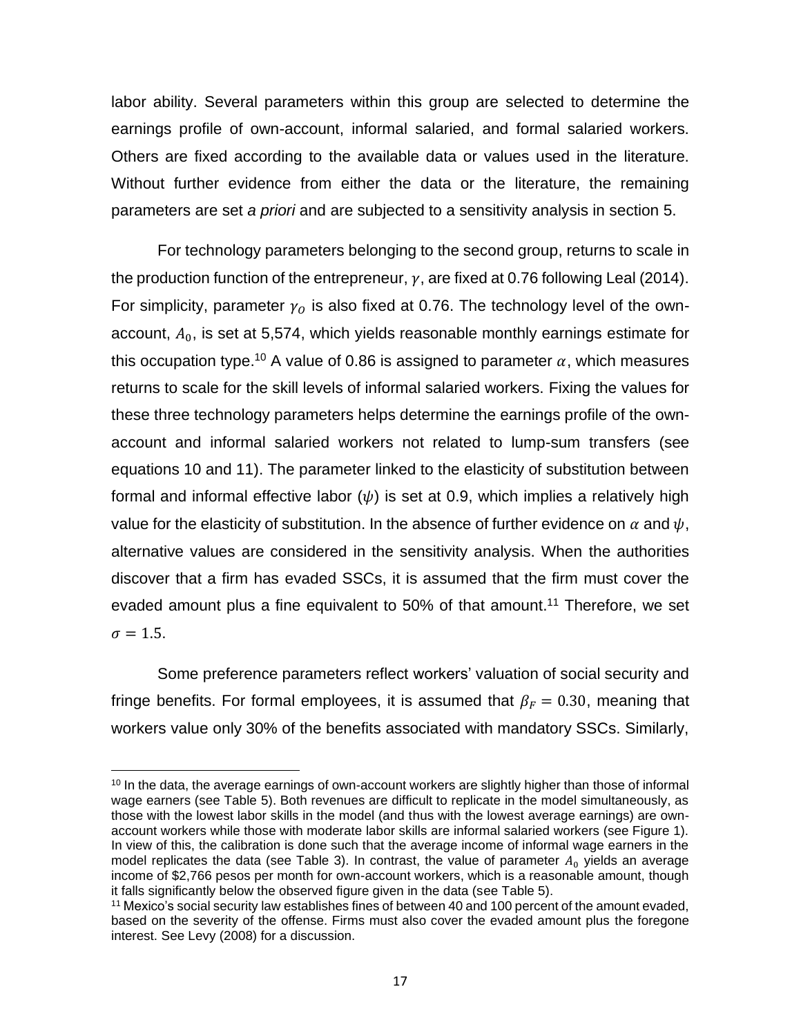labor ability. Several parameters within this group are selected to determine the earnings profile of own-account, informal salaried, and formal salaried workers. Others are fixed according to the available data or values used in the literature. Without further evidence from either the data or the literature, the remaining parameters are set *a priori* and are subjected to a sensitivity analysis in section 5.

For technology parameters belonging to the second group, returns to scale in the production function of the entrepreneur, $\gamma$, are fixed at 0.76 following Leal (2014). For simplicity, parameter $\gamma_O$ is also fixed at 0.76. The technology level of the own-account, $A_0$, is set at 5,574, which yields reasonable monthly earnings estimate for this occupation type.[10] A value of 0.86 is assigned to parameter $\alpha$, which measures returns to scale for the skill levels of informal salaried workers. Fixing the values for these three technology parameters helps determine the earnings profile of the own-account and informal salaried workers not related to lump-sum transfers (see equations 10 and 11). The parameter linked to the elasticity of substitution between formal and informal effective labor ($\psi$) is set at 0.9, which implies a relatively high value for the elasticity of substitution. In the absence of further evidence on $\alpha$ and $\psi$, alternative values are considered in the sensitivity analysis. When the authorities discover that a firm has evaded SSCs, it is assumed that the firm must cover the evaded amount plus a fine equivalent to 50% of that amount.[11] Therefore, we set $\sigma = 1.5$.

Some preference parameters reflect workers' valuation of social security and fringe benefits. For formal employees, it is assumed that $\beta_F = 0.30$, meaning that workers value only 30% of the benefits associated with mandatory SSCs. Similarly,

---

[10] In the data, the average earnings of own-account workers are slightly higher than those of informal wage earners (see Table 5). Both revenues are difficult to replicate in the model simultaneously, as those with the lowest labor skills in the model (and thus with the lowest average earnings) are own-account workers while those with moderate labor skills are informal salaried workers (see Figure 1). In view of this, the calibration is done such that the average income of informal wage earners in the model replicates the data (see Table 3). In contrast, the value of parameter $A_0$ yields an average income of $2,766 pesos per month for own-account workers, which is a reasonable amount, though it falls significantly below the observed figure given in the data (see Table 5).

[11] Mexico's social security law establishes fines of between 40 and 100 percent of the amount evaded, based on the severity of the offense. Firms must also cover the evaded amount plus the foregone interest. See Levy (2008) for a discussion.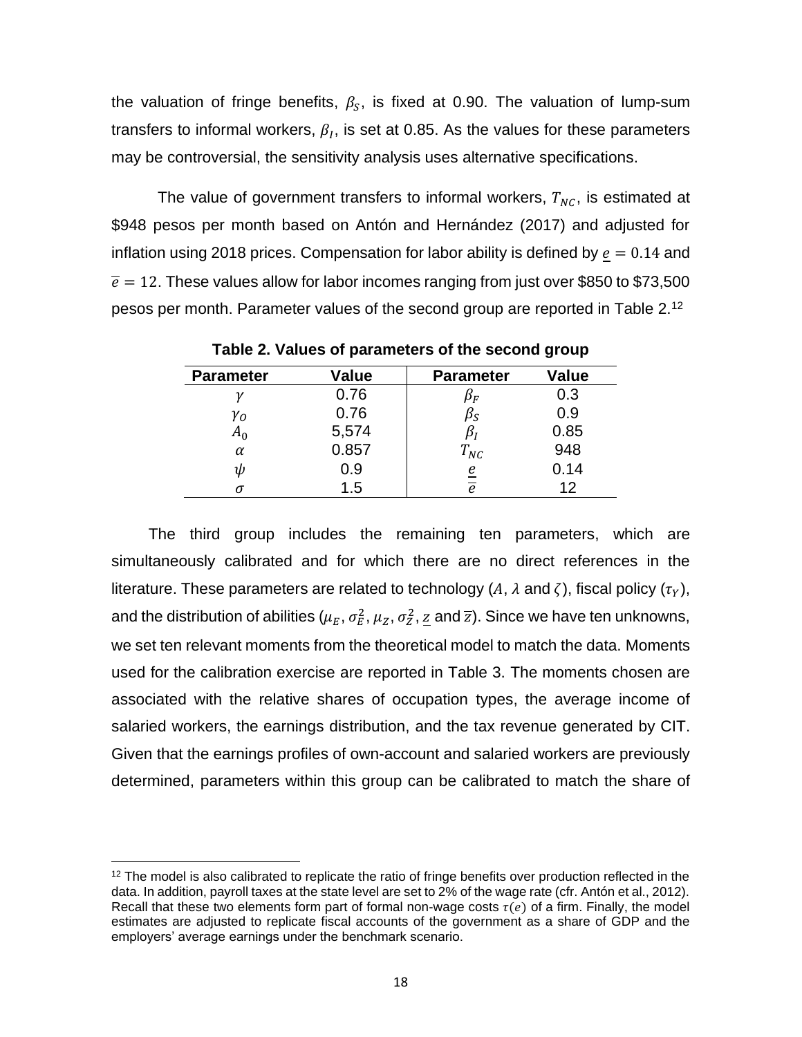the valuation of fringe benefits, $\beta_S$, is fixed at 0.90. The valuation of lump-sum transfers to informal workers, $\beta_I$, is set at 0.85. As the values for these parameters may be controversial, the sensitivity analysis uses alternative specifications.

The value of government transfers to informal workers, $T_{NC}$, is estimated at \$948 pesos per month based on Antón and Hernández (2017) and adjusted for inflation using 2018 prices. Compensation for labor ability is defined by $\underline{e} = 0.14$ and $\overline{e} = 12$. These values allow for labor incomes ranging from just over \$850 to \$73,500 pesos per month. Parameter values of the second group are reported in Table 2.[12]

**Table 2. Values of parameters of the second group**

| Parameter | Value | Parameter | Value |
|---|---|---|---|
| $\gamma$ | 0.76 | $\beta_F$ | 0.3 |
| $\gamma_O$ | 0.76 | $\beta_S$ | 0.9 |
| $A_0$ | 5,574 | $\beta_I$ | 0.85 |
| $\alpha$ | 0.857 | $T_{NC}$ | 948 |
| $\psi$ | 0.9 | $\underline{e}$ | 0.14 |
| $\sigma$ | 1.5 | $\overline{e}$ | 12 |

The third group includes the remaining ten parameters, which are simultaneously calibrated and for which there are no direct references in the literature. These parameters are related to technology ($A$, $\lambda$ and $\zeta$), fiscal policy ($\tau_Y$), and the distribution of abilities ($\mu_E$, $\sigma_E^2$, $\mu_Z$, $\sigma_Z^2$, $\underline{z}$ and $\overline{z}$). Since we have ten unknowns, we set ten relevant moments from the theoretical model to match the data. Moments used for the calibration exercise are reported in Table 3. The moments chosen are associated with the relative shares of occupation types, the average income of salaried workers, the earnings distribution, and the tax revenue generated by CIT. Given that the earnings profiles of own-account and salaried workers are previously determined, parameters within this group can be calibrated to match the share of

[12] The model is also calibrated to replicate the ratio of fringe benefits over production reflected in the data. In addition, payroll taxes at the state level are set to 2% of the wage rate (cfr. Antón et al., 2012). Recall that these two elements form part of formal non-wage costs $\tau(e)$ of a firm. Finally, the model estimates are adjusted to replicate fiscal accounts of the government as a share of GDP and the employers' average earnings under the benchmark scenario.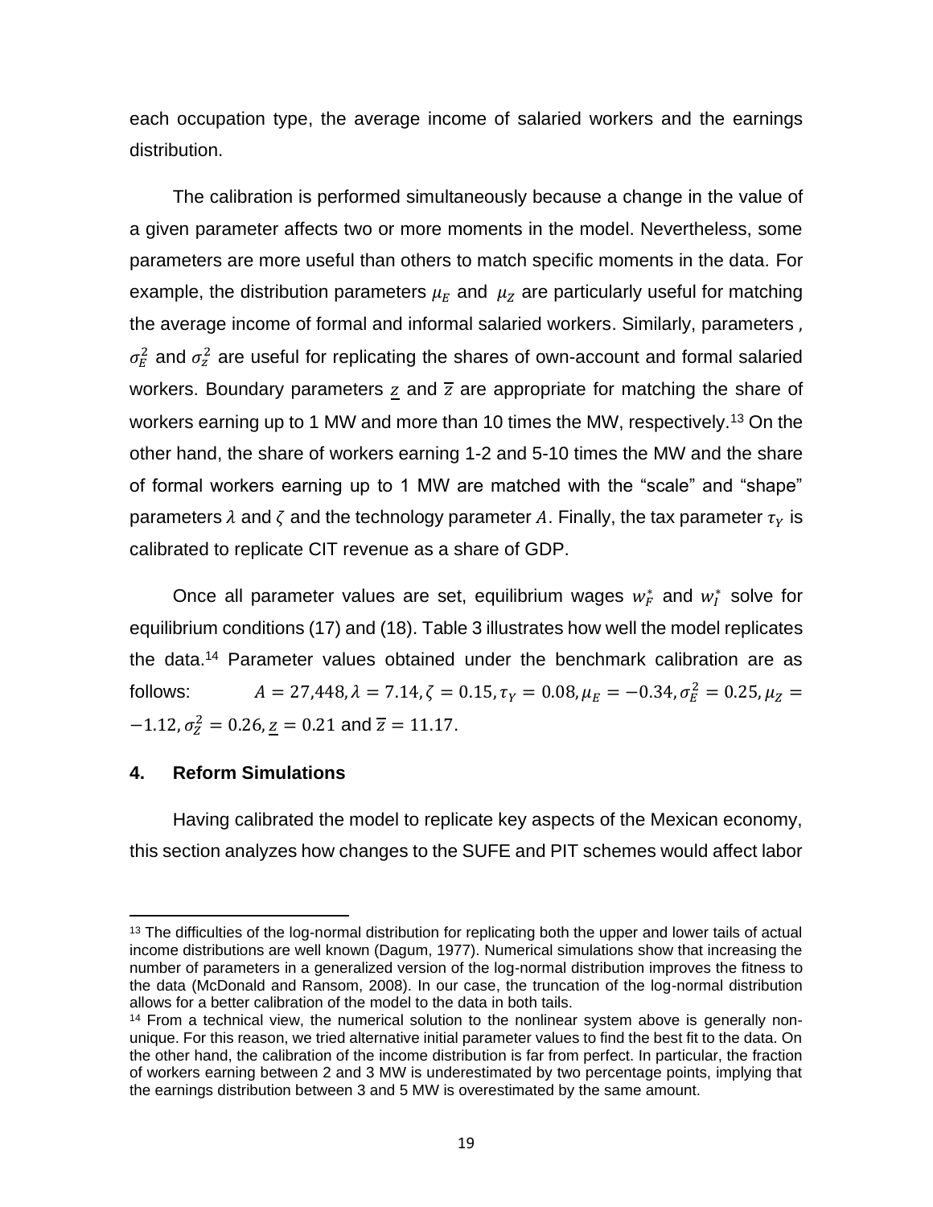each occupation type, the average income of salaried workers and the earnings distribution.

The calibration is performed simultaneously because a change in the value of a given parameter affects two or more moments in the model. Nevertheless, some parameters are more useful than others to match specific moments in the data. For example, the distribution parameters $\mu_E$ and $\mu_Z$ are particularly useful for matching the average income of formal and informal salaried workers. Similarly, parameters , $\sigma_E^2$ and $\sigma_Z^2$ are useful for replicating the shares of own-account and formal salaried workers. Boundary parameters $\underline{z}$ and $\overline{z}$ are appropriate for matching the share of workers earning up to 1 MW and more than 10 times the MW, respectively.[13] On the other hand, the share of workers earning 1-2 and 5-10 times the MW and the share of formal workers earning up to 1 MW are matched with the "scale" and "shape" parameters $\lambda$ and $\zeta$ and the technology parameter $A$. Finally, the tax parameter $\tau_Y$ is calibrated to replicate CIT revenue as a share of GDP.

Once all parameter values are set, equilibrium wages $w_F^*$ and $w_I^*$ solve for equilibrium conditions (17) and (18). Table 3 illustrates how well the model replicates the data.[14] Parameter values obtained under the benchmark calibration are as follows: $A = 27{,}448, \lambda = 7.14, \zeta = 0.15, \tau_Y = 0.08, \mu_E = -0.34, \sigma_E^2 = 0.25, \mu_Z = -1.12, \sigma_Z^2 = 0.26, \underline{z} = 0.21$ and $\overline{z} = 11.17$.

## 4. Reform Simulations

Having calibrated the model to replicate key aspects of the Mexican economy, this section analyzes how changes to the SUFE and PIT schemes would affect labor

[13] The difficulties of the log-normal distribution for replicating both the upper and lower tails of actual income distributions are well known (Dagum, 1977). Numerical simulations show that increasing the number of parameters in a generalized version of the log-normal distribution improves the fitness to the data (McDonald and Ransom, 2008). In our case, the truncation of the log-normal distribution allows for a better calibration of the model to the data in both tails.

[14] From a technical view, the numerical solution to the nonlinear system above is generally non-unique. For this reason, we tried alternative initial parameter values to find the best fit to the data. On the other hand, the calibration of the income distribution is far from perfect. In particular, the fraction of workers earning between 2 and 3 MW is underestimated by two percentage points, implying that the earnings distribution between 3 and 5 MW is overestimated by the same amount.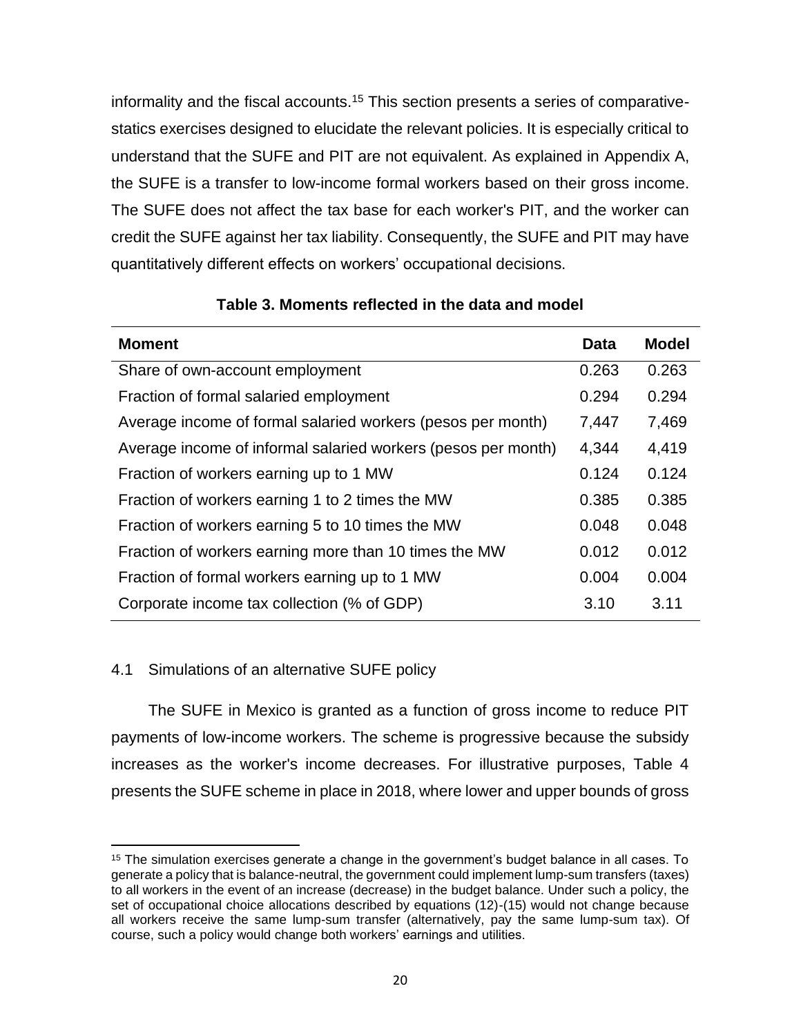informality and the fiscal accounts.[15] This section presents a series of comparative-statics exercises designed to elucidate the relevant policies. It is especially critical to understand that the SUFE and PIT are not equivalent. As explained in Appendix A, the SUFE is a transfer to low-income formal workers based on their gross income. The SUFE does not affect the tax base for each worker's PIT, and the worker can credit the SUFE against her tax liability. Consequently, the SUFE and PIT may have quantitatively different effects on workers' occupational decisions.

**Table 3. Moments reflected in the data and model**

| Moment | Data | Model |
|---|---|---|
| Share of own-account employment | 0.263 | 0.263 |
| Fraction of formal salaried employment | 0.294 | 0.294 |
| Average income of formal salaried workers (pesos per month) | 7,447 | 7,469 |
| Average income of informal salaried workers (pesos per month) | 4,344 | 4,419 |
| Fraction of workers earning up to 1 MW | 0.124 | 0.124 |
| Fraction of workers earning 1 to 2 times the MW | 0.385 | 0.385 |
| Fraction of workers earning 5 to 10 times the MW | 0.048 | 0.048 |
| Fraction of workers earning more than 10 times the MW | 0.012 | 0.012 |
| Fraction of formal workers earning up to 1 MW | 0.004 | 0.004 |
| Corporate income tax collection (% of GDP) | 3.10 | 3.11 |

## 4.1 Simulations of an alternative SUFE policy

The SUFE in Mexico is granted as a function of gross income to reduce PIT payments of low-income workers. The scheme is progressive because the subsidy increases as the worker's income decreases. For illustrative purposes, Table 4 presents the SUFE scheme in place in 2018, where lower and upper bounds of gross

[15] The simulation exercises generate a change in the government's budget balance in all cases. To generate a policy that is balance-neutral, the government could implement lump-sum transfers (taxes) to all workers in the event of an increase (decrease) in the budget balance. Under such a policy, the set of occupational choice allocations described by equations (12)-(15) would not change because all workers receive the same lump-sum transfer (alternatively, pay the same lump-sum tax). Of course, such a policy would change both workers' earnings and utilities.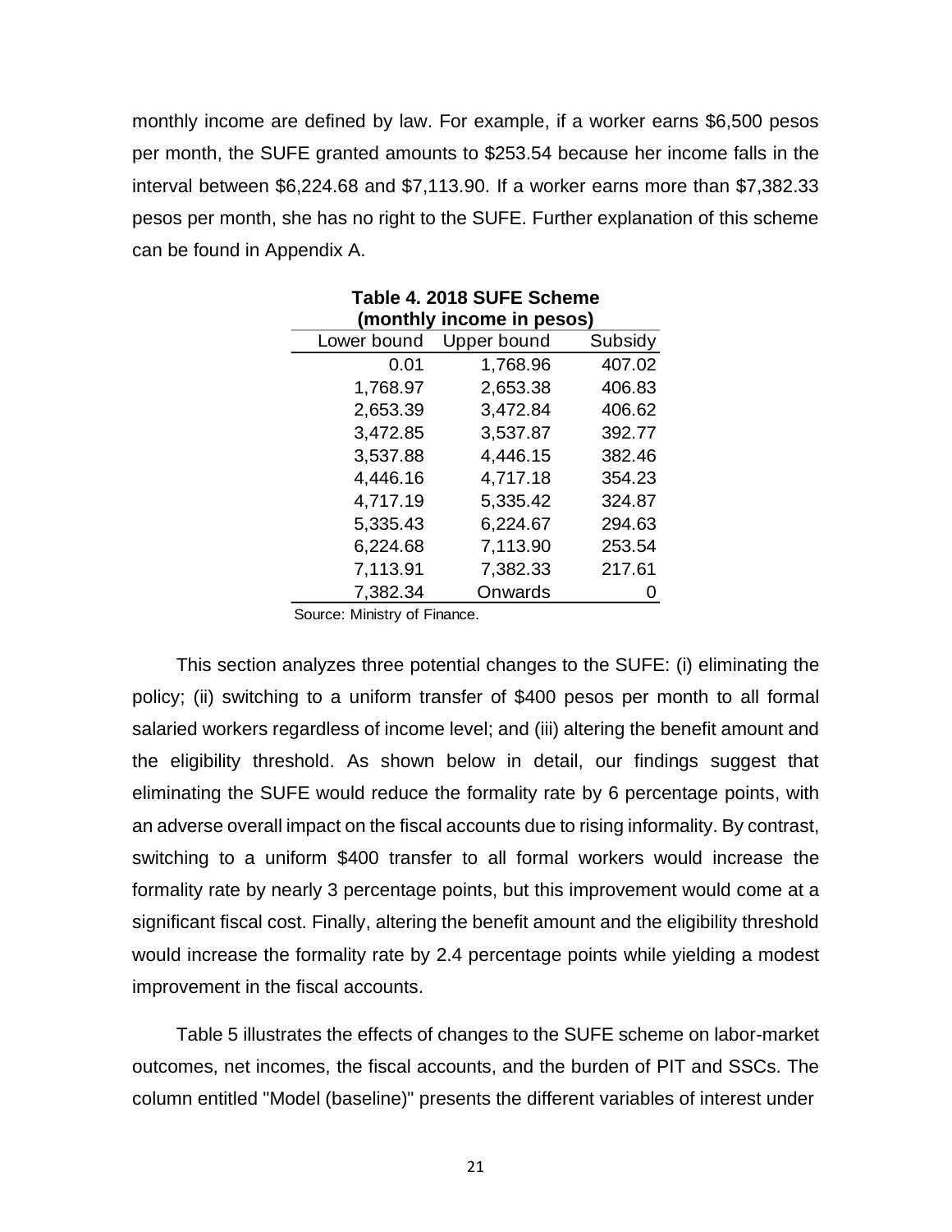monthly income are defined by law. For example, if a worker earns $6,500 pesos per month, the SUFE granted amounts to $253.54 because her income falls in the interval between $6,224.68 and $7,113.90. If a worker earns more than $7,382.33 pesos per month, she has no right to the SUFE. Further explanation of this scheme can be found in Appendix A.

**Table 4. 2018 SUFE Scheme (monthly income in pesos)**

| Lower bound | Upper bound | Subsidy |
|---:|---:|---:|
| 0.01 | 1,768.96 | 407.02 |
| 1,768.97 | 2,653.38 | 406.83 |
| 2,653.39 | 3,472.84 | 406.62 |
| 3,472.85 | 3,537.87 | 392.77 |
| 3,537.88 | 4,446.15 | 382.46 |
| 4,446.16 | 4,717.18 | 354.23 |
| 4,717.19 | 5,335.42 | 324.87 |
| 5,335.43 | 6,224.67 | 294.63 |
| 6,224.68 | 7,113.90 | 253.54 |
| 7,113.91 | 7,382.33 | 217.61 |
| 7,382.34 | Onwards | 0 |

Source: Ministry of Finance.

This section analyzes three potential changes to the SUFE: (i) eliminating the policy; (ii) switching to a uniform transfer of $400 pesos per month to all formal salaried workers regardless of income level; and (iii) altering the benefit amount and the eligibility threshold. As shown below in detail, our findings suggest that eliminating the SUFE would reduce the formality rate by 6 percentage points, with an adverse overall impact on the fiscal accounts due to rising informality. By contrast, switching to a uniform $400 transfer to all formal workers would increase the formality rate by nearly 3 percentage points, but this improvement would come at a significant fiscal cost. Finally, altering the benefit amount and the eligibility threshold would increase the formality rate by 2.4 percentage points while yielding a modest improvement in the fiscal accounts.

Table 5 illustrates the effects of changes to the SUFE scheme on labor-market outcomes, net incomes, the fiscal accounts, and the burden of PIT and SSCs. The column entitled "Model (baseline)" presents the different variables of interest under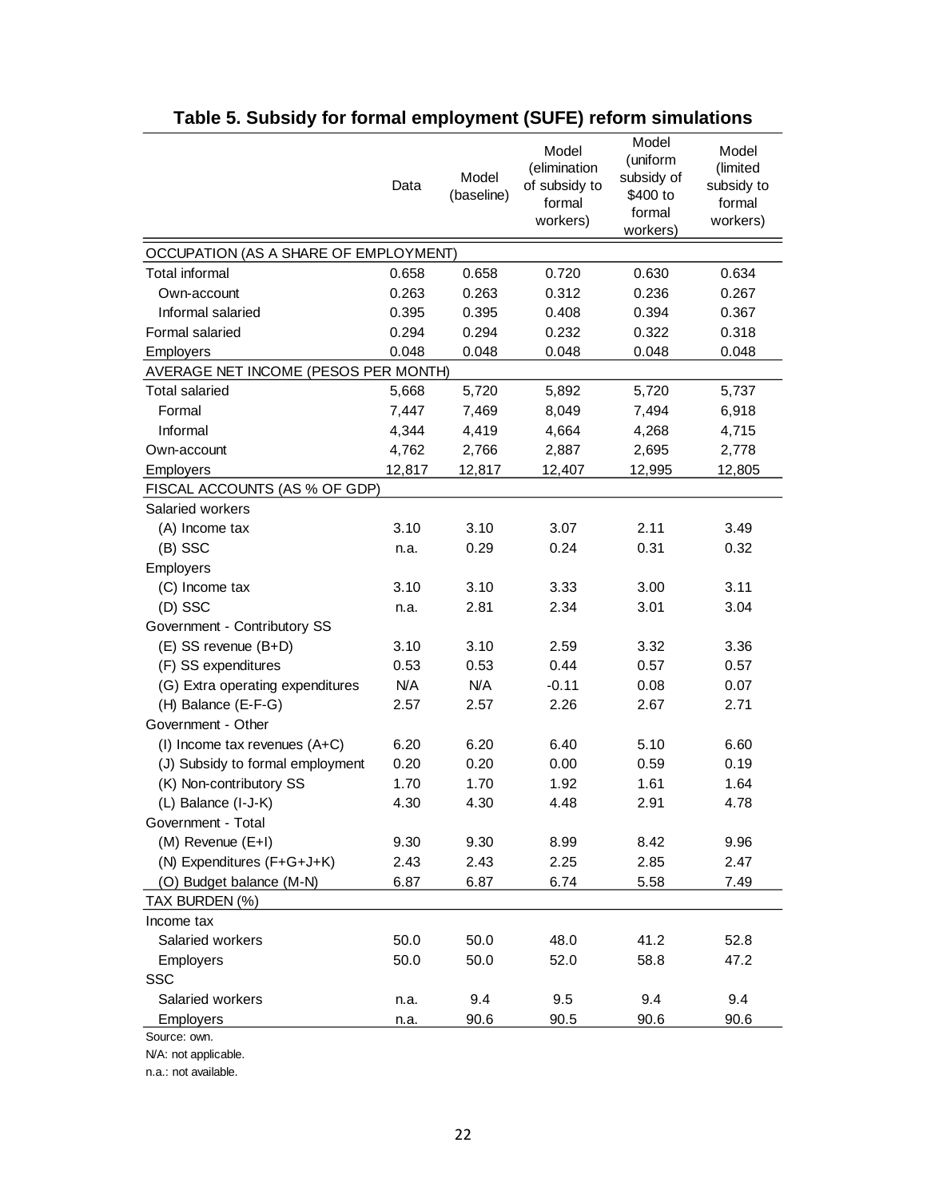## Table 5. Subsidy for formal employment (SUFE) reform simulations

| | Data | Model (baseline) | Model (elimination of subsidy to formal workers) | Model (uniform subsidy of $400 to formal workers) | Model (limited subsidy to formal workers) |
|---|---|---|---|---|---|
| OCCUPATION (AS A SHARE OF EMPLOYMENT) | | | | | |
| Total informal | 0.658 | 0.658 | 0.720 | 0.630 | 0.634 |
| Own-account | 0.263 | 0.263 | 0.312 | 0.236 | 0.267 |
| Informal salaried | 0.395 | 0.395 | 0.408 | 0.394 | 0.367 |
| Formal salaried | 0.294 | 0.294 | 0.232 | 0.322 | 0.318 |
| Employers | 0.048 | 0.048 | 0.048 | 0.048 | 0.048 |
| AVERAGE NET INCOME (PESOS PER MONTH) | | | | | |
| Total salaried | 5,668 | 5,720 | 5,892 | 5,720 | 5,737 |
| Formal | 7,447 | 7,469 | 8,049 | 7,494 | 6,918 |
| Informal | 4,344 | 4,419 | 4,664 | 4,268 | 4,715 |
| Own-account | 4,762 | 2,766 | 2,887 | 2,695 | 2,778 |
| Employers | 12,817 | 12,817 | 12,407 | 12,995 | 12,805 |
| FISCAL ACCOUNTS (AS % OF GDP) | | | | | |
| Salaried workers | | | | | |
| (A) Income tax | 3.10 | 3.10 | 3.07 | 2.11 | 3.49 |
| (B) SSC | n.a. | 0.29 | 0.24 | 0.31 | 0.32 |
| Employers | | | | | |
| (C) Income tax | 3.10 | 3.10 | 3.33 | 3.00 | 3.11 |
| (D) SSC | n.a. | 2.81 | 2.34 | 3.01 | 3.04 |
| Government - Contributory SS | | | | | |
| (E) SS revenue (B+D) | 3.10 | 3.10 | 2.59 | 3.32 | 3.36 |
| (F) SS expenditures | 0.53 | 0.53 | 0.44 | 0.57 | 0.57 |
| (G) Extra operating expenditures | N/A | N/A | -0.11 | 0.08 | 0.07 |
| (H) Balance (E-F-G) | 2.57 | 2.57 | 2.26 | 2.67 | 2.71 |
| Government - Other | | | | | |
| (I) Income tax revenues (A+C) | 6.20 | 6.20 | 6.40 | 5.10 | 6.60 |
| (J) Subsidy to formal employment | 0.20 | 0.20 | 0.00 | 0.59 | 0.19 |
| (K) Non-contributory SS | 1.70 | 1.70 | 1.92 | 1.61 | 1.64 |
| (L) Balance (I-J-K) | 4.30 | 4.30 | 4.48 | 2.91 | 4.78 |
| Government - Total | | | | | |
| (M) Revenue (E+I) | 9.30 | 9.30 | 8.99 | 8.42 | 9.96 |
| (N) Expenditures (F+G+J+K) | 2.43 | 2.43 | 2.25 | 2.85 | 2.47 |
| (O) Budget balance (M-N) | 6.87 | 6.87 | 6.74 | 5.58 | 7.49 |
| TAX BURDEN (%) | | | | | |
| Income tax | | | | | |
| Salaried workers | 50.0 | 50.0 | 48.0 | 41.2 | 52.8 |
| Employers | 50.0 | 50.0 | 52.0 | 58.8 | 47.2 |
| SSC | | | | | |
| Salaried workers | n.a. | 9.4 | 9.5 | 9.4 | 9.4 |
| Employers | n.a. | 90.6 | 90.5 | 90.6 | 90.6 |

Source: own.

N/A: not applicable.

n.a.: not available.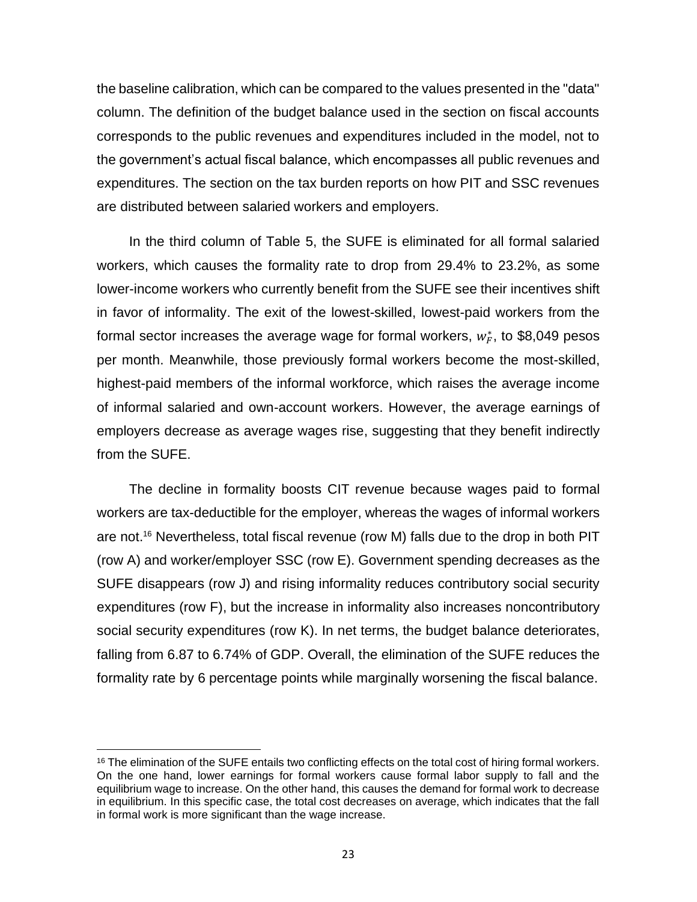the baseline calibration, which can be compared to the values presented in the "data" column. The definition of the budget balance used in the section on fiscal accounts corresponds to the public revenues and expenditures included in the model, not to the government's actual fiscal balance, which encompasses all public revenues and expenditures. The section on the tax burden reports on how PIT and SSC revenues are distributed between salaried workers and employers.

In the third column of Table 5, the SUFE is eliminated for all formal salaried workers, which causes the formality rate to drop from 29.4% to 23.2%, as some lower-income workers who currently benefit from the SUFE see their incentives shift in favor of informality. The exit of the lowest-skilled, lowest-paid workers from the formal sector increases the average wage for formal workers, $w_F^*$, to \$8,049 pesos per month. Meanwhile, those previously formal workers become the most-skilled, highest-paid members of the informal workforce, which raises the average income of informal salaried and own-account workers. However, the average earnings of employers decrease as average wages rise, suggesting that they benefit indirectly from the SUFE.

The decline in formality boosts CIT revenue because wages paid to formal workers are tax-deductible for the employer, whereas the wages of informal workers are not.[16] Nevertheless, total fiscal revenue (row M) falls due to the drop in both PIT (row A) and worker/employer SSC (row E). Government spending decreases as the SUFE disappears (row J) and rising informality reduces contributory social security expenditures (row F), but the increase in informality also increases noncontributory social security expenditures (row K). In net terms, the budget balance deteriorates, falling from 6.87 to 6.74% of GDP. Overall, the elimination of the SUFE reduces the formality rate by 6 percentage points while marginally worsening the fiscal balance.

[16] The elimination of the SUFE entails two conflicting effects on the total cost of hiring formal workers. On the one hand, lower earnings for formal workers cause formal labor supply to fall and the equilibrium wage to increase. On the other hand, this causes the demand for formal work to decrease in equilibrium. In this specific case, the total cost decreases on average, which indicates that the fall in formal work is more significant than the wage increase.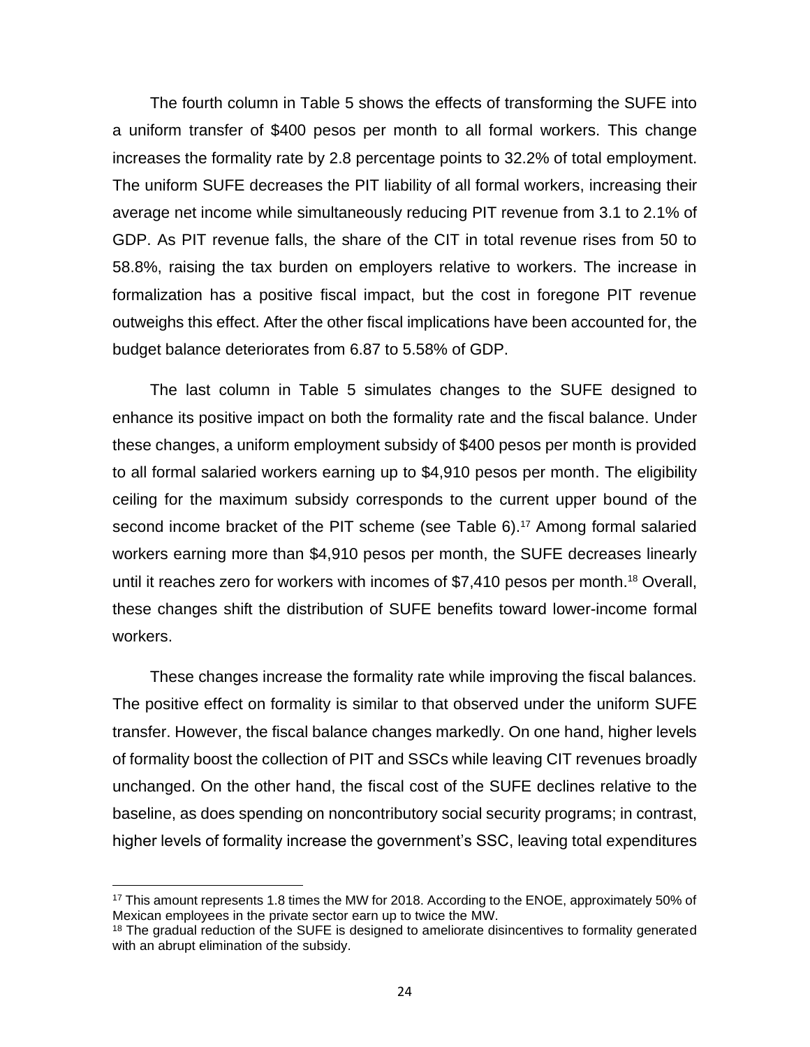The fourth column in Table 5 shows the effects of transforming the SUFE into a uniform transfer of $400 pesos per month to all formal workers. This change increases the formality rate by 2.8 percentage points to 32.2% of total employment. The uniform SUFE decreases the PIT liability of all formal workers, increasing their average net income while simultaneously reducing PIT revenue from 3.1 to 2.1% of GDP. As PIT revenue falls, the share of the CIT in total revenue rises from 50 to 58.8%, raising the tax burden on employers relative to workers. The increase in formalization has a positive fiscal impact, but the cost in foregone PIT revenue outweighs this effect. After the other fiscal implications have been accounted for, the budget balance deteriorates from 6.87 to 5.58% of GDP.

The last column in Table 5 simulates changes to the SUFE designed to enhance its positive impact on both the formality rate and the fiscal balance. Under these changes, a uniform employment subsidy of $400 pesos per month is provided to all formal salaried workers earning up to $4,910 pesos per month. The eligibility ceiling for the maximum subsidy corresponds to the current upper bound of the second income bracket of the PIT scheme (see Table 6).[17] Among formal salaried workers earning more than $4,910 pesos per month, the SUFE decreases linearly until it reaches zero for workers with incomes of $7,410 pesos per month.[18] Overall, these changes shift the distribution of SUFE benefits toward lower-income formal workers.

These changes increase the formality rate while improving the fiscal balances. The positive effect on formality is similar to that observed under the uniform SUFE transfer. However, the fiscal balance changes markedly. On one hand, higher levels of formality boost the collection of PIT and SSCs while leaving CIT revenues broadly unchanged. On the other hand, the fiscal cost of the SUFE declines relative to the baseline, as does spending on noncontributory social security programs; in contrast, higher levels of formality increase the government's SSC, leaving total expenditures

---

[17] This amount represents 1.8 times the MW for 2018. According to the ENOE, approximately 50% of Mexican employees in the private sector earn up to twice the MW.

[18] The gradual reduction of the SUFE is designed to ameliorate disincentives to formality generated with an abrupt elimination of the subsidy.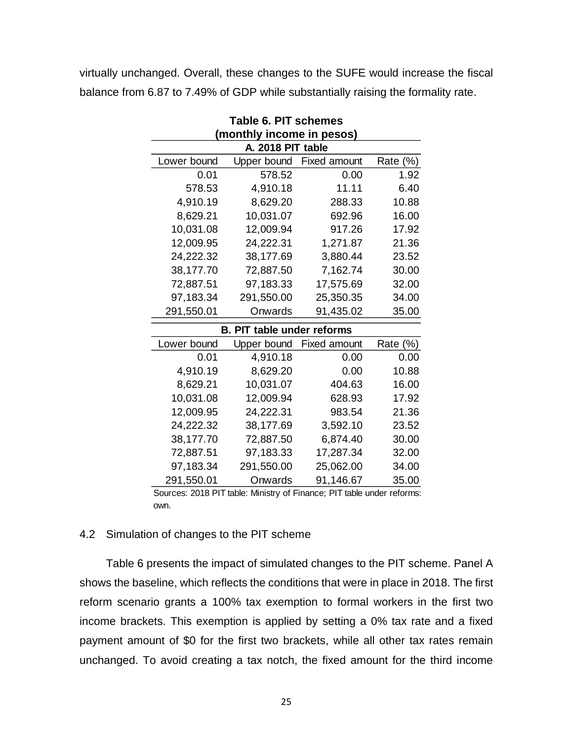virtually unchanged. Overall, these changes to the SUFE would increase the fiscal balance from 6.87 to 7.49% of GDP while substantially raising the formality rate.

**Table 6. PIT schemes (monthly income in pesos)**

| Lower bound | Upper bound | Fixed amount | Rate (%) |
|---|---|---|---|
| **A. 2018 PIT table** | | | |
| 0.01 | 578.52 | 0.00 | 1.92 |
| 578.53 | 4,910.18 | 11.11 | 6.40 |
| 4,910.19 | 8,629.20 | 288.33 | 10.88 |
| 8,629.21 | 10,031.07 | 692.96 | 16.00 |
| 10,031.08 | 12,009.94 | 917.26 | 17.92 |
| 12,009.95 | 24,222.31 | 1,271.87 | 21.36 |
| 24,222.32 | 38,177.69 | 3,880.44 | 23.52 |
| 38,177.70 | 72,887.50 | 7,162.74 | 30.00 |
| 72,887.51 | 97,183.33 | 17,575.69 | 32.00 |
| 97,183.34 | 291,550.00 | 25,350.35 | 34.00 |
| 291,550.01 | Onwards | 91,435.02 | 35.00 |
| **B. PIT table under reforms** | | | |
| 0.01 | 4,910.18 | 0.00 | 0.00 |
| 4,910.19 | 8,629.20 | 0.00 | 10.88 |
| 8,629.21 | 10,031.07 | 404.63 | 16.00 |
| 10,031.08 | 12,009.94 | 628.93 | 17.92 |
| 12,009.95 | 24,222.31 | 983.54 | 21.36 |
| 24,222.32 | 38,177.69 | 3,592.10 | 23.52 |
| 38,177.70 | 72,887.50 | 6,874.40 | 30.00 |
| 72,887.51 | 97,183.33 | 17,287.34 | 32.00 |
| 97,183.34 | 291,550.00 | 25,062.00 | 34.00 |
| 291,550.01 | Onwards | 91,146.67 | 35.00 |

Sources: 2018 PIT table: Ministry of Finance; PIT table under reforms: own.

## 4.2 Simulation of changes to the PIT scheme

Table 6 presents the impact of simulated changes to the PIT scheme. Panel A shows the baseline, which reflects the conditions that were in place in 2018. The first reform scenario grants a 100% tax exemption to formal workers in the first two income brackets. This exemption is applied by setting a 0% tax rate and a fixed payment amount of $0 for the first two brackets, while all other tax rates remain unchanged. To avoid creating a tax notch, the fixed amount for the third income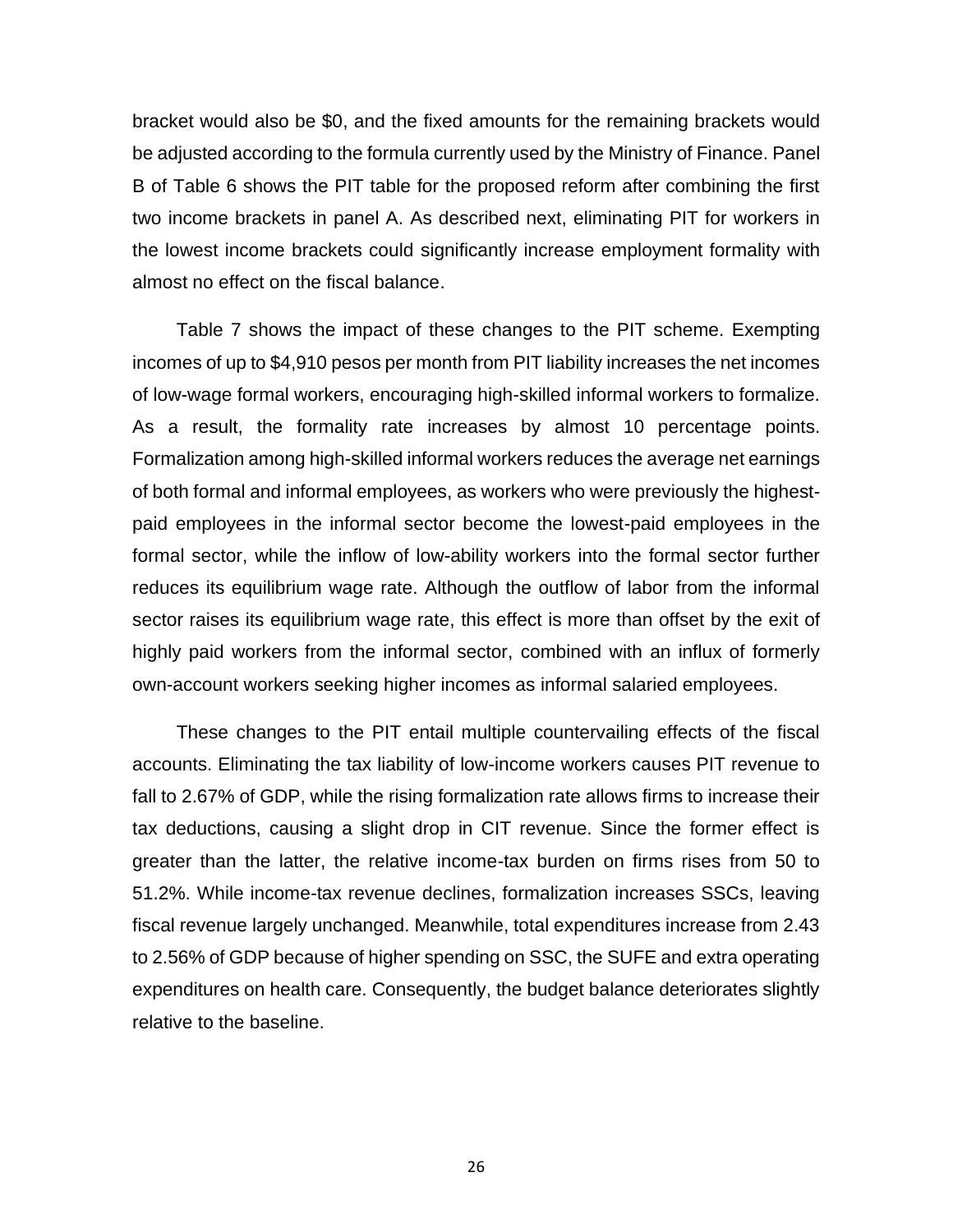bracket would also be $0, and the fixed amounts for the remaining brackets would be adjusted according to the formula currently used by the Ministry of Finance. Panel B of Table 6 shows the PIT table for the proposed reform after combining the first two income brackets in panel A. As described next, eliminating PIT for workers in the lowest income brackets could significantly increase employment formality with almost no effect on the fiscal balance.

Table 7 shows the impact of these changes to the PIT scheme. Exempting incomes of up to $4,910 pesos per month from PIT liability increases the net incomes of low-wage formal workers, encouraging high-skilled informal workers to formalize. As a result, the formality rate increases by almost 10 percentage points. Formalization among high-skilled informal workers reduces the average net earnings of both formal and informal employees, as workers who were previously the highest-paid employees in the informal sector become the lowest-paid employees in the formal sector, while the inflow of low-ability workers into the formal sector further reduces its equilibrium wage rate. Although the outflow of labor from the informal sector raises its equilibrium wage rate, this effect is more than offset by the exit of highly paid workers from the informal sector, combined with an influx of formerly own-account workers seeking higher incomes as informal salaried employees.

These changes to the PIT entail multiple countervailing effects of the fiscal accounts. Eliminating the tax liability of low-income workers causes PIT revenue to fall to 2.67% of GDP, while the rising formalization rate allows firms to increase their tax deductions, causing a slight drop in CIT revenue. Since the former effect is greater than the latter, the relative income-tax burden on firms rises from 50 to 51.2%. While income-tax revenue declines, formalization increases SSCs, leaving fiscal revenue largely unchanged. Meanwhile, total expenditures increase from 2.43 to 2.56% of GDP because of higher spending on SSC, the SUFE and extra operating expenditures on health care. Consequently, the budget balance deteriorates slightly relative to the baseline.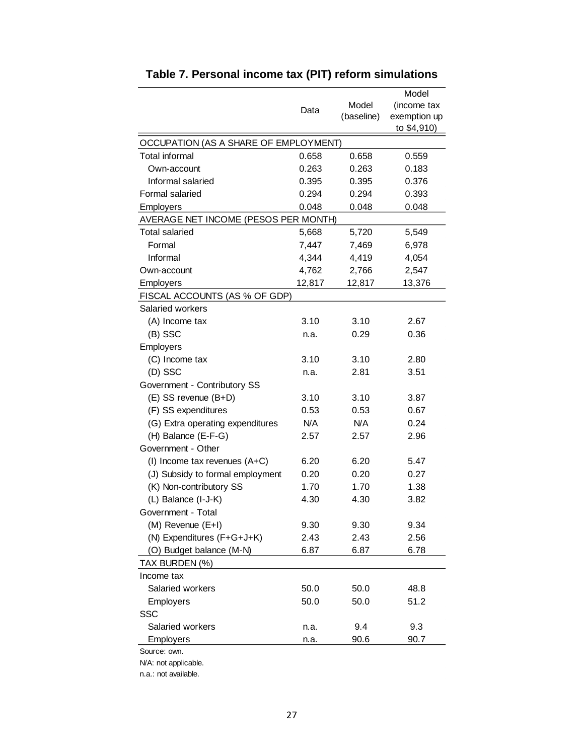## Table 7. Personal income tax (PIT) reform simulations

| | Data | Model (baseline) | Model (income tax exemption up to $4,910) |
|---|---|---|---|
| OCCUPATION (AS A SHARE OF EMPLOYMENT) | | | |
| Total informal | 0.658 | 0.658 | 0.559 |
| Own-account | 0.263 | 0.263 | 0.183 |
| Informal salaried | 0.395 | 0.395 | 0.376 |
| Formal salaried | 0.294 | 0.294 | 0.393 |
| Employers | 0.048 | 0.048 | 0.048 |
| AVERAGE NET INCOME (PESOS PER MONTH) | | | |
| Total salaried | 5,668 | 5,720 | 5,549 |
| Formal | 7,447 | 7,469 | 6,978 |
| Informal | 4,344 | 4,419 | 4,054 |
| Own-account | 4,762 | 2,766 | 2,547 |
| Employers | 12,817 | 12,817 | 13,376 |
| FISCAL ACCOUNTS (AS % OF GDP) | | | |
| Salaried workers | | | |
| (A) Income tax | 3.10 | 3.10 | 2.67 |
| (B) SSC | n.a. | 0.29 | 0.36 |
| Employers | | | |
| (C) Income tax | 3.10 | 3.10 | 2.80 |
| (D) SSC | n.a. | 2.81 | 3.51 |
| Government - Contributory SS | | | |
| (E) SS revenue (B+D) | 3.10 | 3.10 | 3.87 |
| (F) SS expenditures | 0.53 | 0.53 | 0.67 |
| (G) Extra operating expenditures | N/A | N/A | 0.24 |
| (H) Balance (E-F-G) | 2.57 | 2.57 | 2.96 |
| Government - Other | | | |
| (I) Income tax revenues (A+C) | 6.20 | 6.20 | 5.47 |
| (J) Subsidy to formal employment | 0.20 | 0.20 | 0.27 |
| (K) Non-contributory SS | 1.70 | 1.70 | 1.38 |
| (L) Balance (I-J-K) | 4.30 | 4.30 | 3.82 |
| Government - Total | | | |
| (M) Revenue (E+I) | 9.30 | 9.30 | 9.34 |
| (N) Expenditures (F+G+J+K) | 2.43 | 2.43 | 2.56 |
| (O) Budget balance (M-N) | 6.87 | 6.87 | 6.78 |
| TAX BURDEN (%) | | | |
| Income tax | | | |
| Salaried workers | 50.0 | 50.0 | 48.8 |
| Employers | 50.0 | 50.0 | 51.2 |
| SSC | | | |
| Salaried workers | n.a. | 9.4 | 9.3 |
| Employers | n.a. | 90.6 | 90.7 |

Source: own.

N/A: not applicable.

n.a.: not available.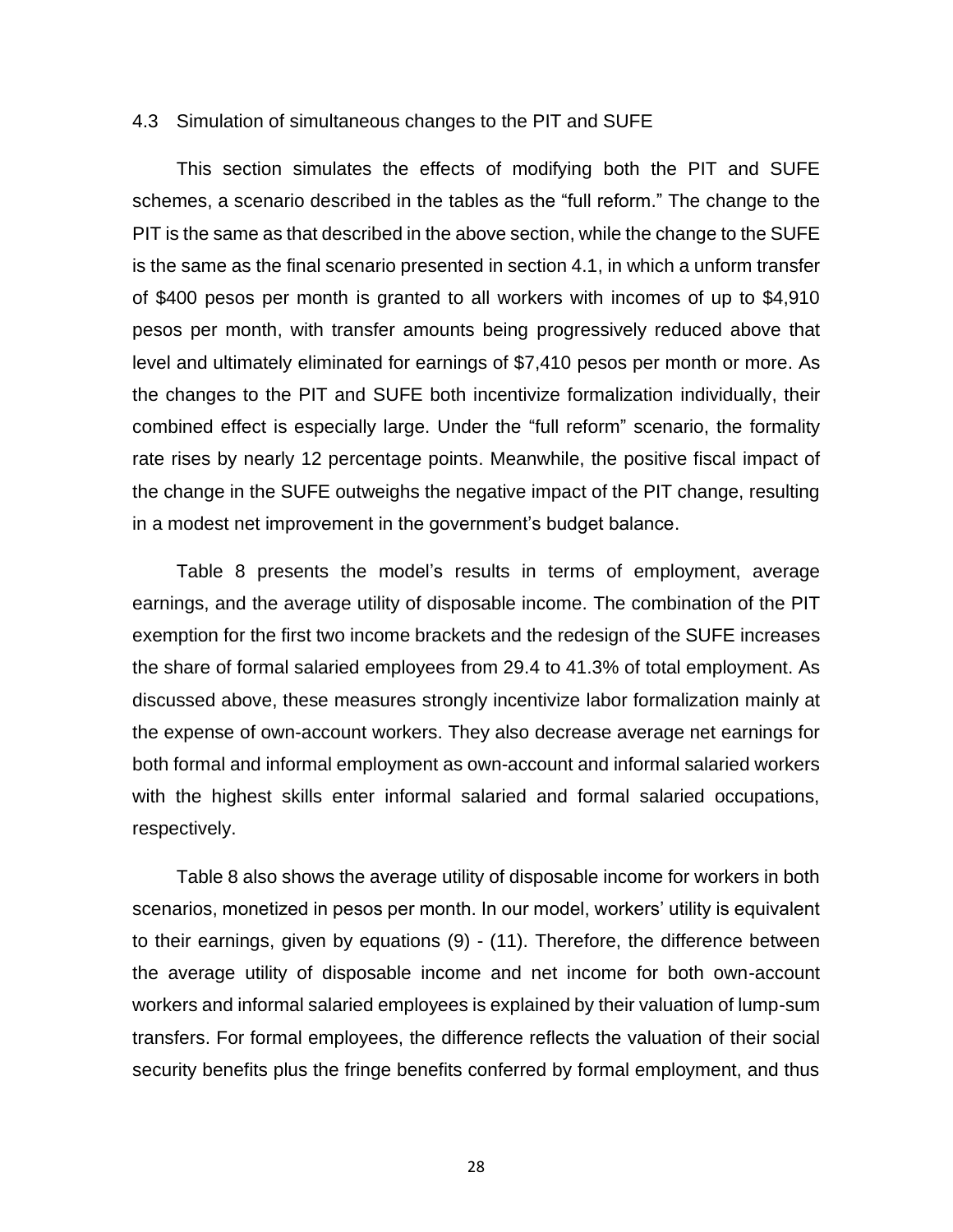### 4.3 Simulation of simultaneous changes to the PIT and SUFE

This section simulates the effects of modifying both the PIT and SUFE schemes, a scenario described in the tables as the "full reform." The change to the PIT is the same as that described in the above section, while the change to the SUFE is the same as the final scenario presented in section 4.1, in which a unform transfer of $400 pesos per month is granted to all workers with incomes of up to $4,910 pesos per month, with transfer amounts being progressively reduced above that level and ultimately eliminated for earnings of $7,410 pesos per month or more. As the changes to the PIT and SUFE both incentivize formalization individually, their combined effect is especially large. Under the "full reform" scenario, the formality rate rises by nearly 12 percentage points. Meanwhile, the positive fiscal impact of the change in the SUFE outweighs the negative impact of the PIT change, resulting in a modest net improvement in the government's budget balance.

Table 8 presents the model's results in terms of employment, average earnings, and the average utility of disposable income. The combination of the PIT exemption for the first two income brackets and the redesign of the SUFE increases the share of formal salaried employees from 29.4 to 41.3% of total employment. As discussed above, these measures strongly incentivize labor formalization mainly at the expense of own-account workers. They also decrease average net earnings for both formal and informal employment as own-account and informal salaried workers with the highest skills enter informal salaried and formal salaried occupations, respectively.

Table 8 also shows the average utility of disposable income for workers in both scenarios, monetized in pesos per month. In our model, workers' utility is equivalent to their earnings, given by equations (9) - (11). Therefore, the difference between the average utility of disposable income and net income for both own-account workers and informal salaried employees is explained by their valuation of lump-sum transfers. For formal employees, the difference reflects the valuation of their social security benefits plus the fringe benefits conferred by formal employment, and thus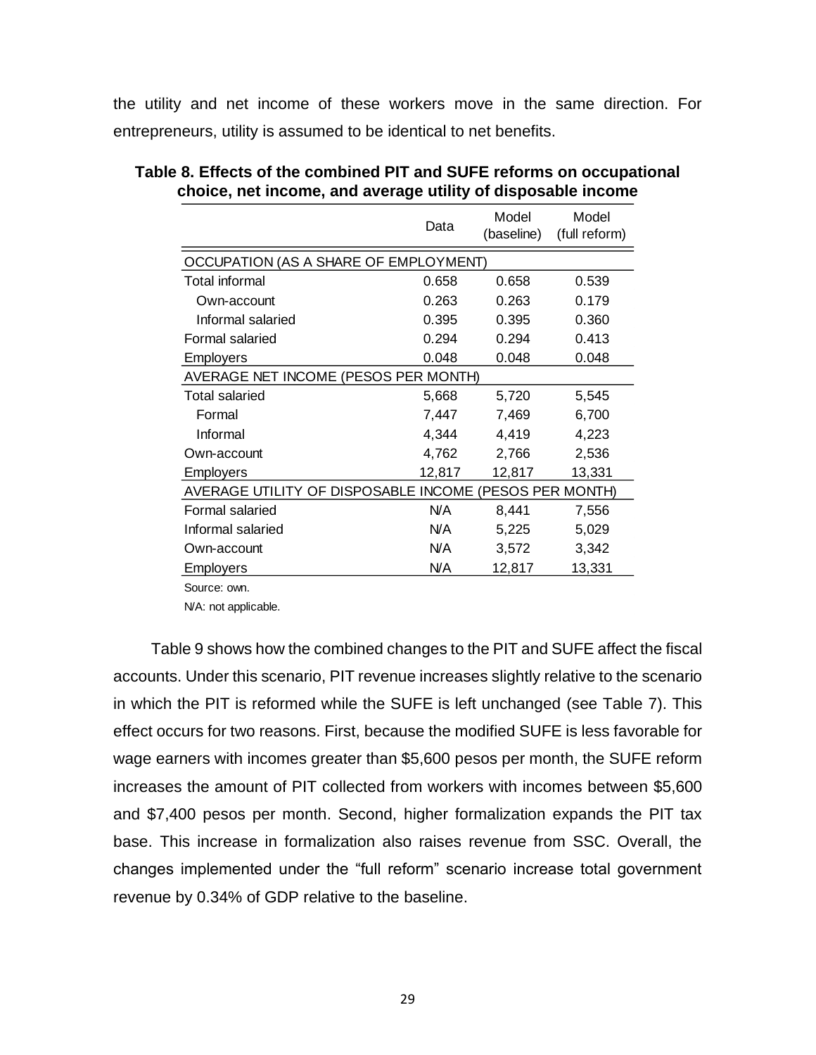the utility and net income of these workers move in the same direction. For entrepreneurs, utility is assumed to be identical to net benefits.

**Table 8. Effects of the combined PIT and SUFE reforms on occupational choice, net income, and average utility of disposable income**

| | Data | Model (baseline) | Model (full reform) |
|---|---|---|---|
| OCCUPATION (AS A SHARE OF EMPLOYMENT) | | | |
| Total informal | 0.658 | 0.658 | 0.539 |
| Own-account | 0.263 | 0.263 | 0.179 |
| Informal salaried | 0.395 | 0.395 | 0.360 |
| Formal salaried | 0.294 | 0.294 | 0.413 |
| Employers | 0.048 | 0.048 | 0.048 |
| AVERAGE NET INCOME (PESOS PER MONTH) | | | |
| Total salaried | 5,668 | 5,720 | 5,545 |
| Formal | 7,447 | 7,469 | 6,700 |
| Informal | 4,344 | 4,419 | 4,223 |
| Own-account | 4,762 | 2,766 | 2,536 |
| Employers | 12,817 | 12,817 | 13,331 |
| AVERAGE UTILITY OF DISPOSABLE INCOME (PESOS PER MONTH) | | | |
| Formal salaried | N/A | 8,441 | 7,556 |
| Informal salaried | N/A | 5,225 | 5,029 |
| Own-account | N/A | 3,572 | 3,342 |
| Employers | N/A | 12,817 | 13,331 |

Source: own.

N/A: not applicable.

Table 9 shows how the combined changes to the PIT and SUFE affect the fiscal accounts. Under this scenario, PIT revenue increases slightly relative to the scenario in which the PIT is reformed while the SUFE is left unchanged (see Table 7). This effect occurs for two reasons. First, because the modified SUFE is less favorable for wage earners with incomes greater than $5,600 pesos per month, the SUFE reform increases the amount of PIT collected from workers with incomes between $5,600 and $7,400 pesos per month. Second, higher formalization expands the PIT tax base. This increase in formalization also raises revenue from SSC. Overall, the changes implemented under the "full reform" scenario increase total government revenue by 0.34% of GDP relative to the baseline.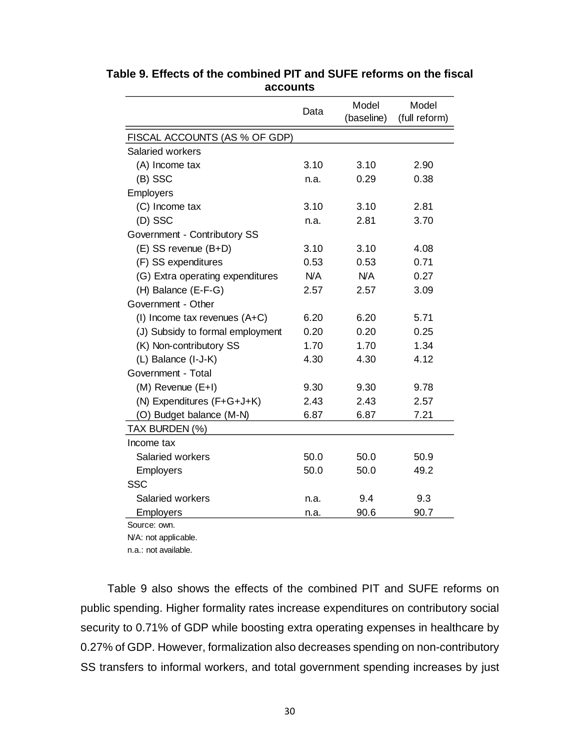**Table 9. Effects of the combined PIT and SUFE reforms on the fiscal accounts**

| | Data | Model (baseline) | Model (full reform) |
|---|---|---|---|
| FISCAL ACCOUNTS (AS % OF GDP) | | | |
| Salaried workers | | | |
| (A) Income tax | 3.10 | 3.10 | 2.90 |
| (B) SSC | n.a. | 0.29 | 0.38 |
| Employers | | | |
| (C) Income tax | 3.10 | 3.10 | 2.81 |
| (D) SSC | n.a. | 2.81 | 3.70 |
| Government - Contributory SS | | | |
| (E) SS revenue (B+D) | 3.10 | 3.10 | 4.08 |
| (F) SS expenditures | 0.53 | 0.53 | 0.71 |
| (G) Extra operating expenditures | N/A | N/A | 0.27 |
| (H) Balance (E-F-G) | 2.57 | 2.57 | 3.09 |
| Government - Other | | | |
| (I) Income tax revenues (A+C) | 6.20 | 6.20 | 5.71 |
| (J) Subsidy to formal employment | 0.20 | 0.20 | 0.25 |
| (K) Non-contributory SS | 1.70 | 1.70 | 1.34 |
| (L) Balance (I-J-K) | 4.30 | 4.30 | 4.12 |
| Government - Total | | | |
| (M) Revenue (E+I) | 9.30 | 9.30 | 9.78 |
| (N) Expenditures (F+G+J+K) | 2.43 | 2.43 | 2.57 |
| (O) Budget balance (M-N) | 6.87 | 6.87 | 7.21 |
| TAX BURDEN (%) | | | |
| Income tax | | | |
| Salaried workers | 50.0 | 50.0 | 50.9 |
| Employers | 50.0 | 50.0 | 49.2 |
| SSC | | | |
| Salaried workers | n.a. | 9.4 | 9.3 |
| Employers | n.a. | 90.6 | 90.7 |

Source: own.

N/A: not applicable.

n.a.: not available.

Table 9 also shows the effects of the combined PIT and SUFE reforms on public spending. Higher formality rates increase expenditures on contributory social security to 0.71% of GDP while boosting extra operating expenses in healthcare by 0.27% of GDP. However, formalization also decreases spending on non-contributory SS transfers to informal workers, and total government spending increases by just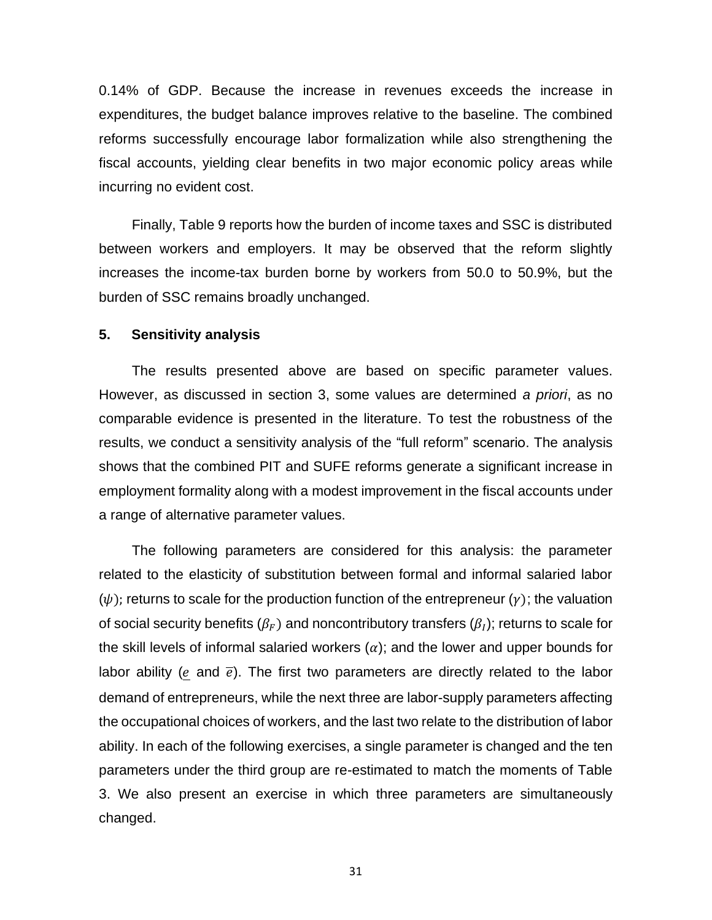0.14% of GDP. Because the increase in revenues exceeds the increase in expenditures, the budget balance improves relative to the baseline. The combined reforms successfully encourage labor formalization while also strengthening the fiscal accounts, yielding clear benefits in two major economic policy areas while incurring no evident cost.

Finally, Table 9 reports how the burden of income taxes and SSC is distributed between workers and employers. It may be observed that the reform slightly increases the income-tax burden borne by workers from 50.0 to 50.9%, but the burden of SSC remains broadly unchanged.

## 5. Sensitivity analysis

The results presented above are based on specific parameter values. However, as discussed in section 3, some values are determined *a priori*, as no comparable evidence is presented in the literature. To test the robustness of the results, we conduct a sensitivity analysis of the "full reform" scenario. The analysis shows that the combined PIT and SUFE reforms generate a significant increase in employment formality along with a modest improvement in the fiscal accounts under a range of alternative parameter values.

The following parameters are considered for this analysis: the parameter related to the elasticity of substitution between formal and informal salaried labor ($\psi$); returns to scale for the production function of the entrepreneur ($\gamma$); the valuation of social security benefits ($\beta_F$) and noncontributory transfers ($\beta_I$); returns to scale for the skill levels of informal salaried workers ($\alpha$); and the lower and upper bounds for labor ability ($\underline{e}$ and $\overline{e}$). The first two parameters are directly related to the labor demand of entrepreneurs, while the next three are labor-supply parameters affecting the occupational choices of workers, and the last two relate to the distribution of labor ability. In each of the following exercises, a single parameter is changed and the ten parameters under the third group are re-estimated to match the moments of Table 3. We also present an exercise in which three parameters are simultaneously changed.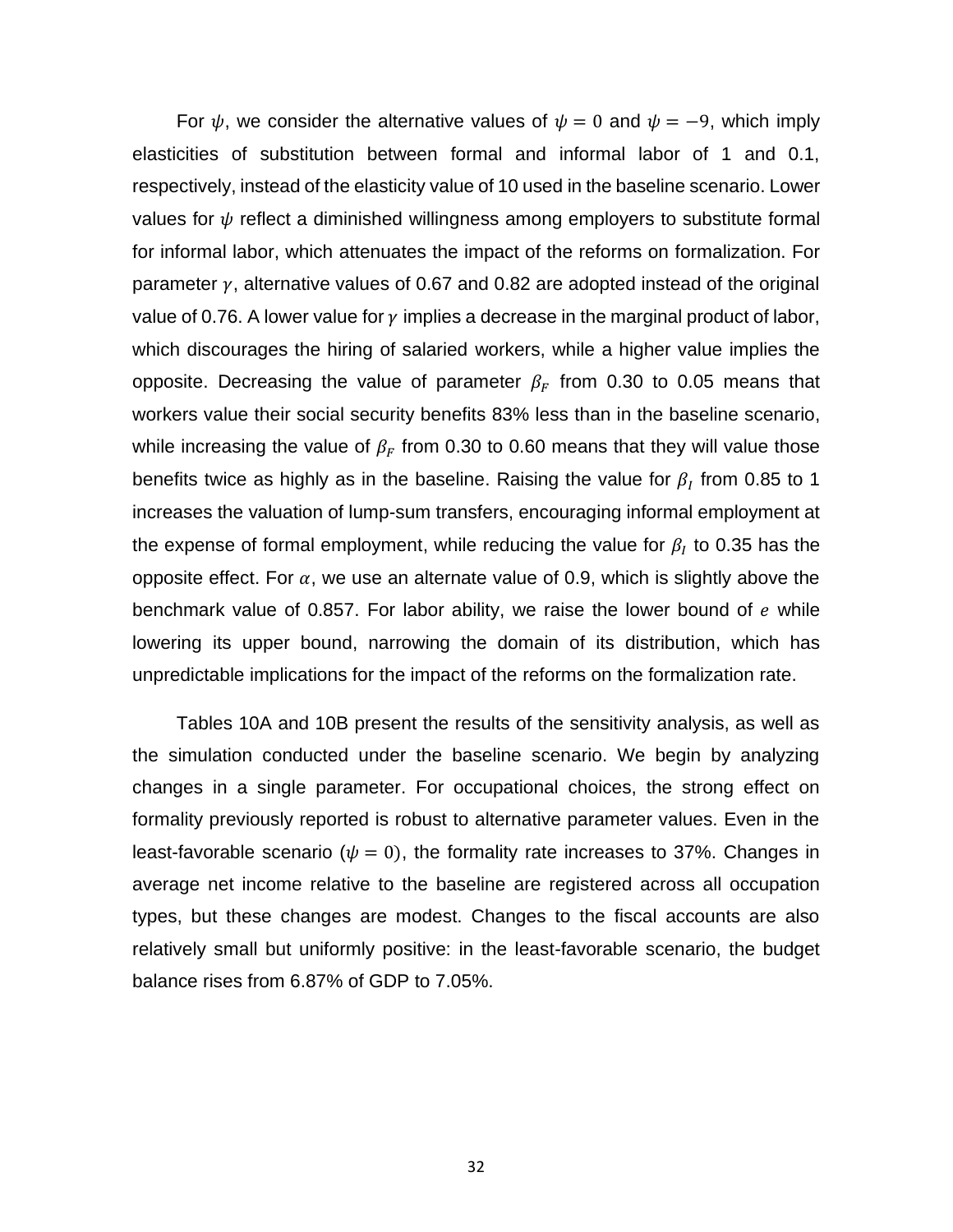For $\psi$, we consider the alternative values of $\psi = 0$ and $\psi = -9$, which imply elasticities of substitution between formal and informal labor of 1 and 0.1, respectively, instead of the elasticity value of 10 used in the baseline scenario. Lower values for $\psi$ reflect a diminished willingness among employers to substitute formal for informal labor, which attenuates the impact of the reforms on formalization. For parameter $\gamma$, alternative values of 0.67 and 0.82 are adopted instead of the original value of 0.76. A lower value for $\gamma$ implies a decrease in the marginal product of labor, which discourages the hiring of salaried workers, while a higher value implies the opposite. Decreasing the value of parameter $\beta_F$ from 0.30 to 0.05 means that workers value their social security benefits 83% less than in the baseline scenario, while increasing the value of $\beta_F$ from 0.30 to 0.60 means that they will value those benefits twice as highly as in the baseline. Raising the value for $\beta_I$ from 0.85 to 1 increases the valuation of lump-sum transfers, encouraging informal employment at the expense of formal employment, while reducing the value for $\beta_I$ to 0.35 has the opposite effect. For $\alpha$, we use an alternate value of 0.9, which is slightly above the benchmark value of 0.857. For labor ability, we raise the lower bound of $e$ while lowering its upper bound, narrowing the domain of its distribution, which has unpredictable implications for the impact of the reforms on the formalization rate.

Tables 10A and 10B present the results of the sensitivity analysis, as well as the simulation conducted under the baseline scenario. We begin by analyzing changes in a single parameter. For occupational choices, the strong effect on formality previously reported is robust to alternative parameter values. Even in the least-favorable scenario ($\psi = 0$), the formality rate increases to 37%. Changes in average net income relative to the baseline are registered across all occupation types, but these changes are modest. Changes to the fiscal accounts are also relatively small but uniformly positive: in the least-favorable scenario, the budget balance rises from 6.87% of GDP to 7.05%.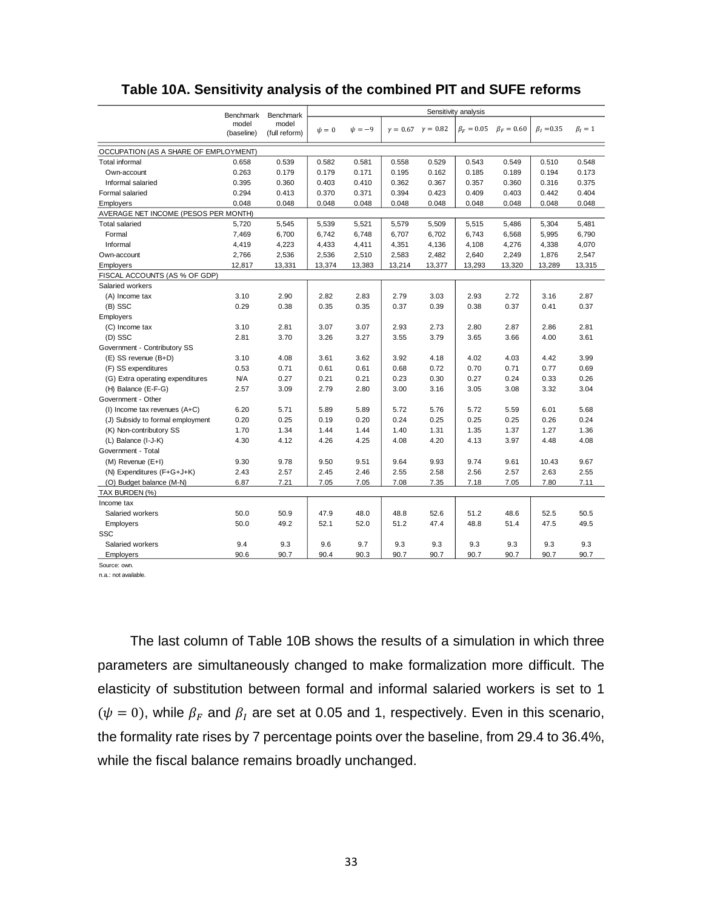## Table 10A. Sensitivity analysis of the combined PIT and SUFE reforms

| | Benchmark model (baseline) | Benchmark model (full reform) | Sensitivity analysis | | | | | | | |
|---|---|---|---|---|---|---|---|---|---|---|
| | | | $\psi = 0$ | $\psi = -9$ | $\gamma = 0.67$ | $\gamma = 0.82$ | $\beta_F = 0.05$ | $\beta_F = 0.60$ | $\beta_I = 0.35$ | $\beta_I = 1$ |
| OCCUPATION (AS A SHARE OF EMPLOYMENT) | | | | | | | | | | |
| Total informal | 0.658 | 0.539 | 0.582 | 0.581 | 0.558 | 0.529 | 0.543 | 0.549 | 0.510 | 0.548 |
| Own-account | 0.263 | 0.179 | 0.179 | 0.171 | 0.195 | 0.162 | 0.185 | 0.189 | 0.194 | 0.173 |
| Informal salaried | 0.395 | 0.360 | 0.403 | 0.410 | 0.362 | 0.367 | 0.357 | 0.360 | 0.316 | 0.375 |
| Formal salaried | 0.294 | 0.413 | 0.370 | 0.371 | 0.394 | 0.423 | 0.409 | 0.403 | 0.442 | 0.404 |
| Employers | 0.048 | 0.048 | 0.048 | 0.048 | 0.048 | 0.048 | 0.048 | 0.048 | 0.048 | 0.048 |
| AVERAGE NET INCOME (PESOS PER MONTH) | | | | | | | | | | |
| Total salaried | 5,720 | 5,545 | 5,539 | 5,521 | 5,579 | 5,509 | 5,515 | 5,486 | 5,304 | 5,481 |
| Formal | 7,469 | 6,700 | 6,742 | 6,748 | 6,707 | 6,702 | 6,743 | 6,568 | 5,995 | 6,790 |
| Informal | 4,419 | 4,223 | 4,433 | 4,411 | 4,351 | 4,136 | 4,108 | 4,276 | 4,338 | 4,070 |
| Own-account | 2,766 | 2,536 | 2,536 | 2,510 | 2,583 | 2,482 | 2,640 | 2,249 | 1,876 | 2,547 |
| Employers | 12,817 | 13,331 | 13,374 | 13,383 | 13,214 | 13,377 | 13,293 | 13,320 | 13,289 | 13,315 |
| FISCAL ACCOUNTS (AS % OF GDP) | | | | | | | | | | |
| Salaried workers | | | | | | | | | | |
| (A) Income tax | 3.10 | 2.90 | 2.82 | 2.83 | 2.79 | 3.03 | 2.93 | 2.72 | 3.16 | 2.87 |
| (B) SSC | 0.29 | 0.38 | 0.35 | 0.35 | 0.37 | 0.39 | 0.38 | 0.37 | 0.41 | 0.37 |
| Employers | | | | | | | | | | |
| (C) Income tax | 3.10 | 2.81 | 3.07 | 3.07 | 2.93 | 2.73 | 2.80 | 2.87 | 2.86 | 2.81 |
| (D) SSC | 2.81 | 3.70 | 3.26 | 3.27 | 3.55 | 3.79 | 3.65 | 3.66 | 4.00 | 3.61 |
| Government - Contributory SS | | | | | | | | | | |
| (E) SS revenue (B+D) | 3.10 | 4.08 | 3.61 | 3.62 | 3.92 | 4.18 | 4.02 | 4.03 | 4.42 | 3.99 |
| (F) SS expenditures | 0.53 | 0.71 | 0.61 | 0.61 | 0.68 | 0.72 | 0.70 | 0.71 | 0.77 | 0.69 |
| (G) Extra operating expenditures | N/A | 0.27 | 0.21 | 0.21 | 0.23 | 0.30 | 0.27 | 0.24 | 0.33 | 0.26 |
| (H) Balance (E-F-G) | 2.57 | 3.09 | 2.79 | 2.80 | 3.00 | 3.16 | 3.05 | 3.08 | 3.32 | 3.04 |
| Government - Other | | | | | | | | | | |
| (I) Income tax revenues (A+C) | 6.20 | 5.71 | 5.89 | 5.89 | 5.72 | 5.76 | 5.72 | 5.59 | 6.01 | 5.68 |
| (J) Subsidy to formal employment | 0.20 | 0.25 | 0.19 | 0.20 | 0.24 | 0.25 | 0.25 | 0.25 | 0.26 | 0.24 |
| (K) Non-contributory SS | 1.70 | 1.34 | 1.44 | 1.44 | 1.40 | 1.31 | 1.35 | 1.37 | 1.27 | 1.36 |
| (L) Balance (I-J-K) | 4.30 | 4.12 | 4.26 | 4.25 | 4.08 | 4.20 | 4.13 | 3.97 | 4.48 | 4.08 |
| Government - Total | | | | | | | | | | |
| (M) Revenue (E+I) | 9.30 | 9.78 | 9.50 | 9.51 | 9.64 | 9.93 | 9.74 | 9.61 | 10.43 | 9.67 |
| (N) Expenditures (F+G+J+K) | 2.43 | 2.57 | 2.45 | 2.46 | 2.55 | 2.58 | 2.56 | 2.57 | 2.63 | 2.55 |
| (O) Budget balance (M-N) | 6.87 | 7.21 | 7.05 | 7.05 | 7.08 | 7.35 | 7.18 | 7.05 | 7.80 | 7.11 |
| TAX BURDEN (%) | | | | | | | | | | |
| Income tax | | | | | | | | | | |
| Salaried workers | 50.0 | 50.9 | 47.9 | 48.0 | 48.8 | 52.6 | 51.2 | 48.6 | 52.5 | 50.5 |
| Employers | 50.0 | 49.2 | 52.1 | 52.0 | 51.2 | 47.4 | 48.8 | 51.4 | 47.5 | 49.5 |
| SSC | | | | | | | | | | |
| Salaried workers | 9.4 | 9.3 | 9.6 | 9.7 | 9.3 | 9.3 | 9.3 | 9.3 | 9.3 | 9.3 |
| Employers | 90.6 | 90.7 | 90.4 | 90.3 | 90.7 | 90.7 | 90.7 | 90.7 | 90.7 | 90.7 |

Source: own.
n.a.: not available.

The last column of Table 10B shows the results of a simulation in which three parameters are simultaneously changed to make formalization more difficult. The elasticity of substitution between formal and informal salaried workers is set to 1 ($\psi = 0$), while $\beta_F$ and $\beta_I$ are set at 0.05 and 1, respectively. Even in this scenario, the formality rate rises by 7 percentage points over the baseline, from 29.4 to 36.4%, while the fiscal balance remains broadly unchanged.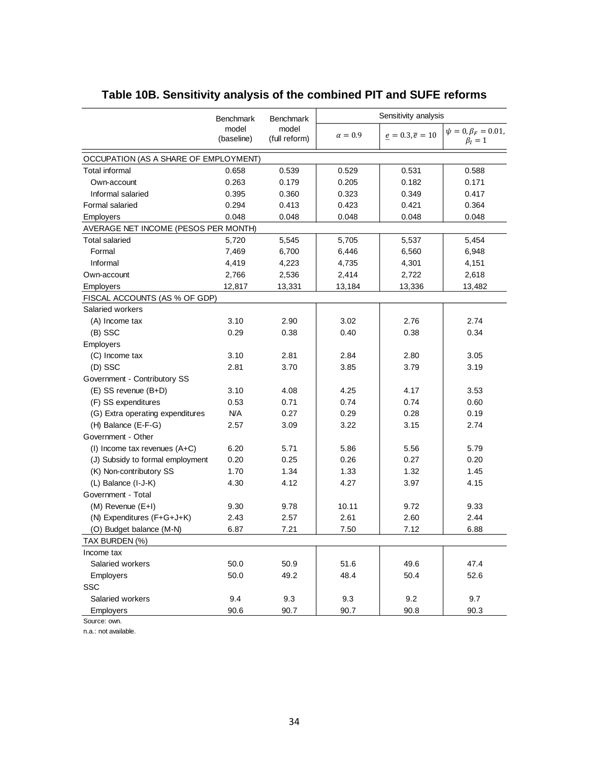## Table 10B. Sensitivity analysis of the combined PIT and SUFE reforms

| | Benchmark model (baseline) | Benchmark model (full reform) | Sensitivity analysis | | |
|---|---|---|---|---|---|
| | | | $\alpha = 0.9$ | $\underline{e} = 0.3, \overline{e} = 10$ | $\psi = 0, \beta_F = 0.01, \beta_I = 1$ |
| OCCUPATION (AS A SHARE OF EMPLOYMENT) | | | | | |
| Total informal | 0.658 | 0.539 | 0.529 | 0.531 | 0.588 |
| Own-account | 0.263 | 0.179 | 0.205 | 0.182 | 0.171 |
| Informal salaried | 0.395 | 0.360 | 0.323 | 0.349 | 0.417 |
| Formal salaried | 0.294 | 0.413 | 0.423 | 0.421 | 0.364 |
| Employers | 0.048 | 0.048 | 0.048 | 0.048 | 0.048 |
| AVERAGE NET INCOME (PESOS PER MONTH) | | | | | |
| Total salaried | 5,720 | 5,545 | 5,705 | 5,537 | 5,454 |
| Formal | 7,469 | 6,700 | 6,446 | 6,560 | 6,948 |
| Informal | 4,419 | 4,223 | 4,735 | 4,301 | 4,151 |
| Own-account | 2,766 | 2,536 | 2,414 | 2,722 | 2,618 |
| Employers | 12,817 | 13,331 | 13,184 | 13,336 | 13,482 |
| FISCAL ACCOUNTS (AS % OF GDP) | | | | | |
| Salaried workers | | | | | |
| (A) Income tax | 3.10 | 2.90 | 3.02 | 2.76 | 2.74 |
| (B) SSC | 0.29 | 0.38 | 0.40 | 0.38 | 0.34 |
| Employers | | | | | |
| (C) Income tax | 3.10 | 2.81 | 2.84 | 2.80 | 3.05 |
| (D) SSC | 2.81 | 3.70 | 3.85 | 3.79 | 3.19 |
| Government - Contributory SS | | | | | |
| (E) SS revenue (B+D) | 3.10 | 4.08 | 4.25 | 4.17 | 3.53 |
| (F) SS expenditures | 0.53 | 0.71 | 0.74 | 0.74 | 0.60 |
| (G) Extra operating expenditures | N/A | 0.27 | 0.29 | 0.28 | 0.19 |
| (H) Balance (E-F-G) | 2.57 | 3.09 | 3.22 | 3.15 | 2.74 |
| Government - Other | | | | | |
| (I) Income tax revenues (A+C) | 6.20 | 5.71 | 5.86 | 5.56 | 5.79 |
| (J) Subsidy to formal employment | 0.20 | 0.25 | 0.26 | 0.27 | 0.20 |
| (K) Non-contributory SS | 1.70 | 1.34 | 1.33 | 1.32 | 1.45 |
| (L) Balance (I-J-K) | 4.30 | 4.12 | 4.27 | 3.97 | 4.15 |
| Government - Total | | | | | |
| (M) Revenue (E+I) | 9.30 | 9.78 | 10.11 | 9.72 | 9.33 |
| (N) Expenditures (F+G+J+K) | 2.43 | 2.57 | 2.61 | 2.60 | 2.44 |
| (O) Budget balance (M-N) | 6.87 | 7.21 | 7.50 | 7.12 | 6.88 |
| TAX BURDEN (%) | | | | | |
| Income tax | | | | | |
| Salaried workers | 50.0 | 50.9 | 51.6 | 49.6 | 47.4 |
| Employers | 50.0 | 49.2 | 48.4 | 50.4 | 52.6 |
| SSC | | | | | |
| Salaried workers | 9.4 | 9.3 | 9.3 | 9.2 | 9.7 |
| Employers | 90.6 | 90.7 | 90.7 | 90.8 | 90.3 |

Source: own.

n.a.: not available.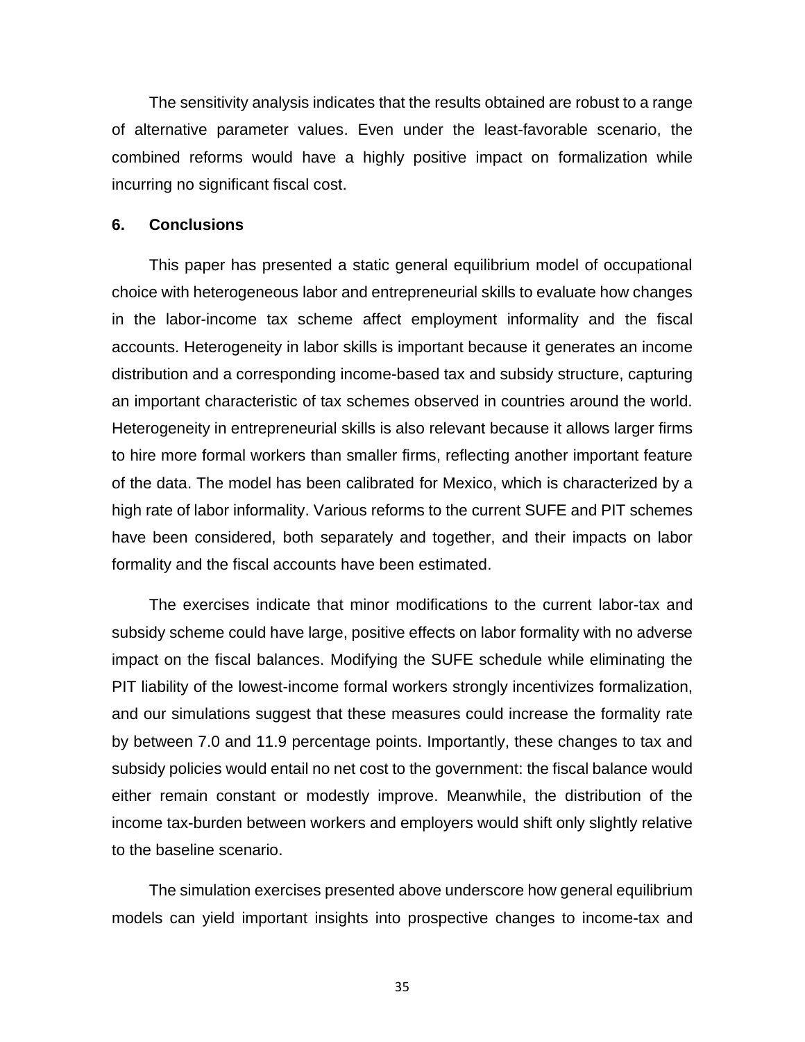The sensitivity analysis indicates that the results obtained are robust to a range of alternative parameter values. Even under the least-favorable scenario, the combined reforms would have a highly positive impact on formalization while incurring no significant fiscal cost.

## 6. Conclusions

This paper has presented a static general equilibrium model of occupational choice with heterogeneous labor and entrepreneurial skills to evaluate how changes in the labor-income tax scheme affect employment informality and the fiscal accounts. Heterogeneity in labor skills is important because it generates an income distribution and a corresponding income-based tax and subsidy structure, capturing an important characteristic of tax schemes observed in countries around the world. Heterogeneity in entrepreneurial skills is also relevant because it allows larger firms to hire more formal workers than smaller firms, reflecting another important feature of the data. The model has been calibrated for Mexico, which is characterized by a high rate of labor informality. Various reforms to the current SUFE and PIT schemes have been considered, both separately and together, and their impacts on labor formality and the fiscal accounts have been estimated.

The exercises indicate that minor modifications to the current labor-tax and subsidy scheme could have large, positive effects on labor formality with no adverse impact on the fiscal balances. Modifying the SUFE schedule while eliminating the PIT liability of the lowest-income formal workers strongly incentivizes formalization, and our simulations suggest that these measures could increase the formality rate by between 7.0 and 11.9 percentage points. Importantly, these changes to tax and subsidy policies would entail no net cost to the government: the fiscal balance would either remain constant or modestly improve. Meanwhile, the distribution of the income tax-burden between workers and employers would shift only slightly relative to the baseline scenario.

The simulation exercises presented above underscore how general equilibrium models can yield important insights into prospective changes to income-tax and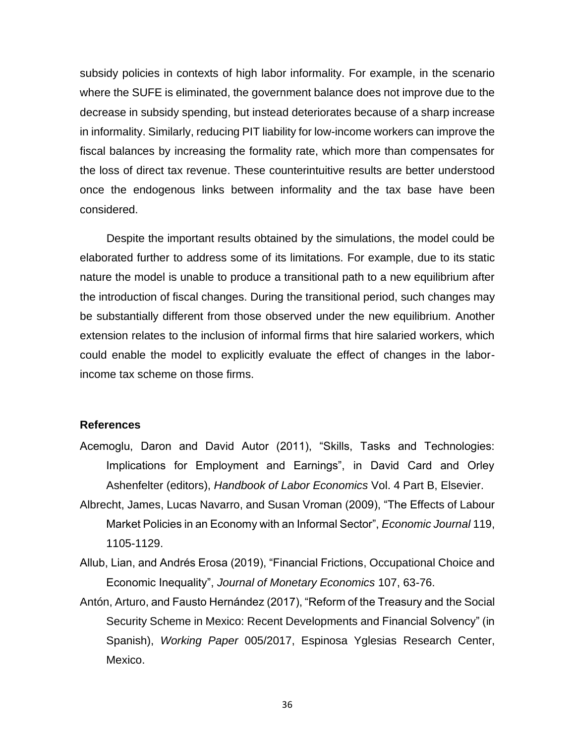subsidy policies in contexts of high labor informality. For example, in the scenario where the SUFE is eliminated, the government balance does not improve due to the decrease in subsidy spending, but instead deteriorates because of a sharp increase in informality. Similarly, reducing PIT liability for low-income workers can improve the fiscal balances by increasing the formality rate, which more than compensates for the loss of direct tax revenue. These counterintuitive results are better understood once the endogenous links between informality and the tax base have been considered.

Despite the important results obtained by the simulations, the model could be elaborated further to address some of its limitations. For example, due to its static nature the model is unable to produce a transitional path to a new equilibrium after the introduction of fiscal changes. During the transitional period, such changes may be substantially different from those observed under the new equilibrium. Another extension relates to the inclusion of informal firms that hire salaried workers, which could enable the model to explicitly evaluate the effect of changes in the labor-income tax scheme on those firms.

## References

Acemoglu, Daron and David Autor (2011), “Skills, Tasks and Technologies: Implications for Employment and Earnings”, in David Card and Orley Ashenfelter (editors), *Handbook of Labor Economics* Vol. 4 Part B, Elsevier.

Albrecht, James, Lucas Navarro, and Susan Vroman (2009), “The Effects of Labour Market Policies in an Economy with an Informal Sector”, *Economic Journal* 119, 1105-1129.

Allub, Lian, and Andrés Erosa (2019), “Financial Frictions, Occupational Choice and Economic Inequality”, *Journal of Monetary Economics* 107, 63-76.

Antón, Arturo, and Fausto Hernández (2017), “Reform of the Treasury and the Social Security Scheme in Mexico: Recent Developments and Financial Solvency” (in Spanish), *Working Paper* 005/2017, Espinosa Yglesias Research Center, Mexico.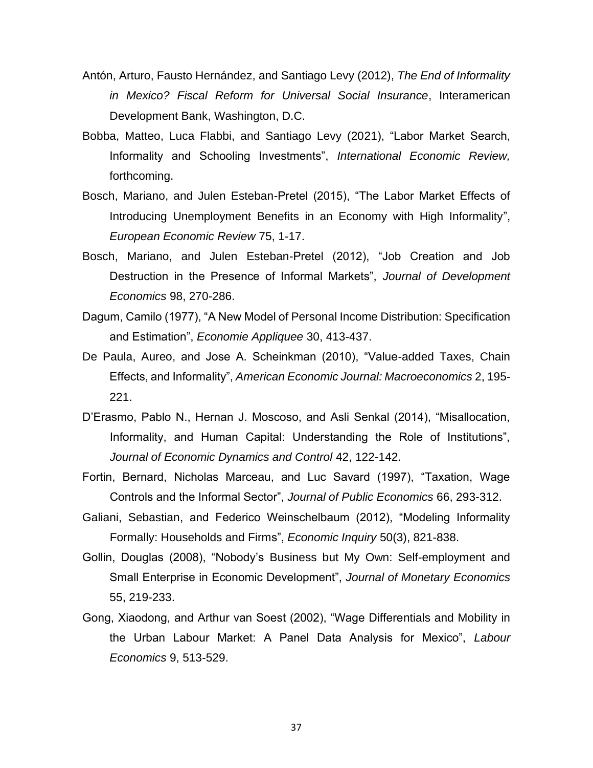Antón, Arturo, Fausto Hernández, and Santiago Levy (2012), *The End of Informality in Mexico? Fiscal Reform for Universal Social Insurance*, Interamerican Development Bank, Washington, D.C.

Bobba, Matteo, Luca Flabbi, and Santiago Levy (2021), "Labor Market Search, Informality and Schooling Investments", *International Economic Review,* forthcoming.

Bosch, Mariano, and Julen Esteban-Pretel (2015), "The Labor Market Effects of Introducing Unemployment Benefits in an Economy with High Informality", *European Economic Review* 75, 1-17.

Bosch, Mariano, and Julen Esteban-Pretel (2012), "Job Creation and Job Destruction in the Presence of Informal Markets", *Journal of Development Economics* 98, 270-286.

Dagum, Camilo (1977), "A New Model of Personal Income Distribution: Specification and Estimation", *Economie Appliquee* 30, 413-437.

De Paula, Aureo, and Jose A. Scheinkman (2010), "Value-added Taxes, Chain Effects, and Informality", *American Economic Journal: Macroeconomics* 2, 195-221.

D'Erasmo, Pablo N., Hernan J. Moscoso, and Asli Senkal (2014), "Misallocation, Informality, and Human Capital: Understanding the Role of Institutions", *Journal of Economic Dynamics and Control* 42, 122-142.

Fortin, Bernard, Nicholas Marceau, and Luc Savard (1997), "Taxation, Wage Controls and the Informal Sector", *Journal of Public Economics* 66, 293-312.

Galiani, Sebastian, and Federico Weinschelbaum (2012), "Modeling Informality Formally: Households and Firms", *Economic Inquiry* 50(3), 821-838.

Gollin, Douglas (2008), "Nobody's Business but My Own: Self-employment and Small Enterprise in Economic Development", *Journal of Monetary Economics* 55, 219-233.

Gong, Xiaodong, and Arthur van Soest (2002), "Wage Differentials and Mobility in the Urban Labour Market: A Panel Data Analysis for Mexico", *Labour Economics* 9, 513-529.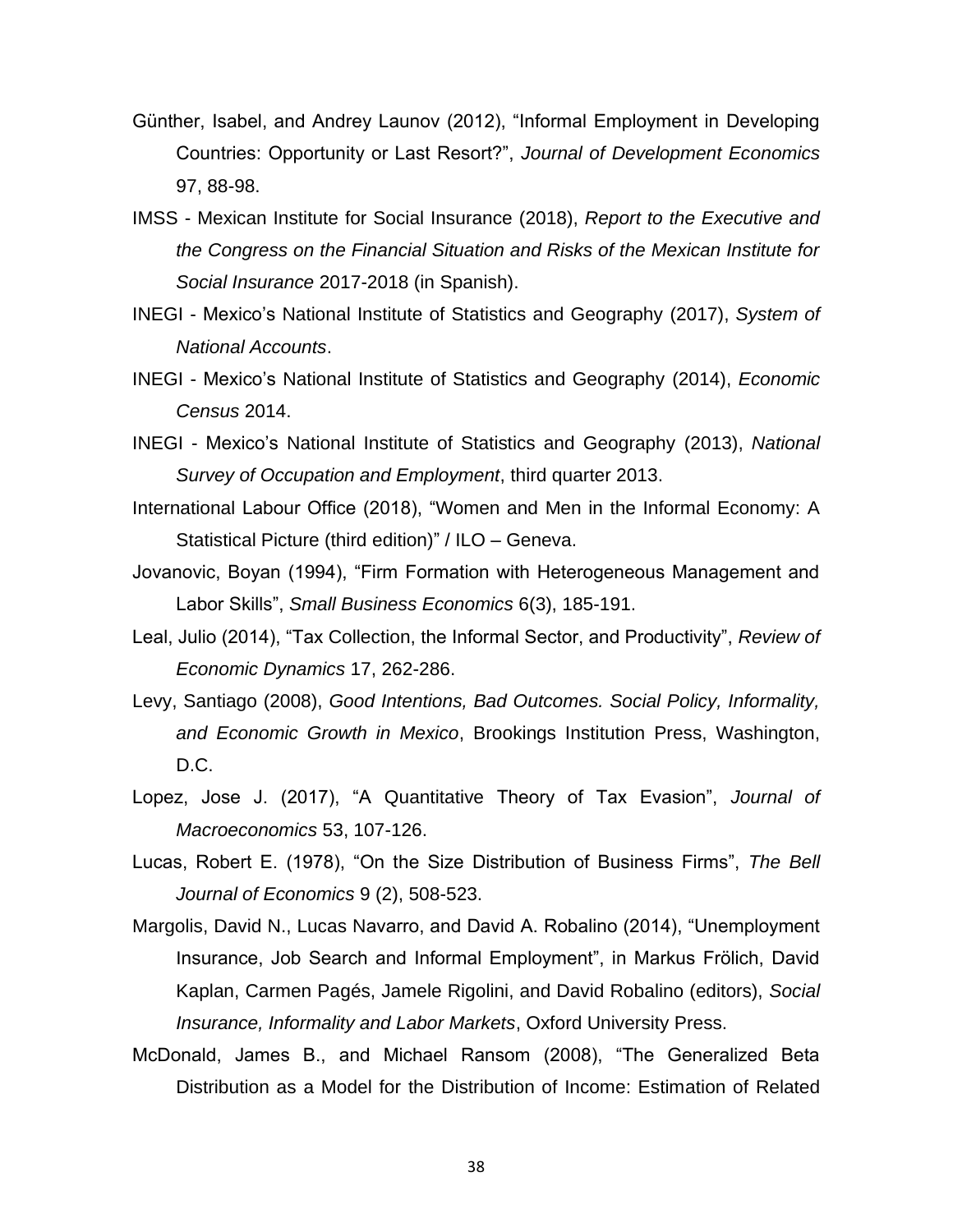Günther, Isabel, and Andrey Launov (2012), "Informal Employment in Developing Countries: Opportunity or Last Resort?", *Journal of Development Economics* 97, 88-98.

IMSS - Mexican Institute for Social Insurance (2018), *Report to the Executive and the Congress on the Financial Situation and Risks of the Mexican Institute for Social Insurance* 2017-2018 (in Spanish).

INEGI - Mexico's National Institute of Statistics and Geography (2017), *System of National Accounts*.

INEGI - Mexico's National Institute of Statistics and Geography (2014), *Economic Census* 2014.

INEGI - Mexico's National Institute of Statistics and Geography (2013), *National Survey of Occupation and Employment*, third quarter 2013.

International Labour Office (2018), "Women and Men in the Informal Economy: A Statistical Picture (third edition)" / ILO – Geneva.

Jovanovic, Boyan (1994), "Firm Formation with Heterogeneous Management and Labor Skills", *Small Business Economics* 6(3), 185-191.

Leal, Julio (2014), "Tax Collection, the Informal Sector, and Productivity", *Review of Economic Dynamics* 17, 262-286.

Levy, Santiago (2008), *Good Intentions, Bad Outcomes. Social Policy, Informality, and Economic Growth in Mexico*, Brookings Institution Press, Washington, D.C.

Lopez, Jose J. (2017), "A Quantitative Theory of Tax Evasion", *Journal of Macroeconomics* 53, 107-126.

Lucas, Robert E. (1978), "On the Size Distribution of Business Firms", *The Bell Journal of Economics* 9 (2), 508-523.

Margolis, David N., Lucas Navarro, and David A. Robalino (2014), "Unemployment Insurance, Job Search and Informal Employment", in Markus Frölich, David Kaplan, Carmen Pagés, Jamele Rigolini, and David Robalino (editors), *Social Insurance, Informality and Labor Markets*, Oxford University Press.

McDonald, James B., and Michael Ransom (2008), "The Generalized Beta Distribution as a Model for the Distribution of Income: Estimation of Related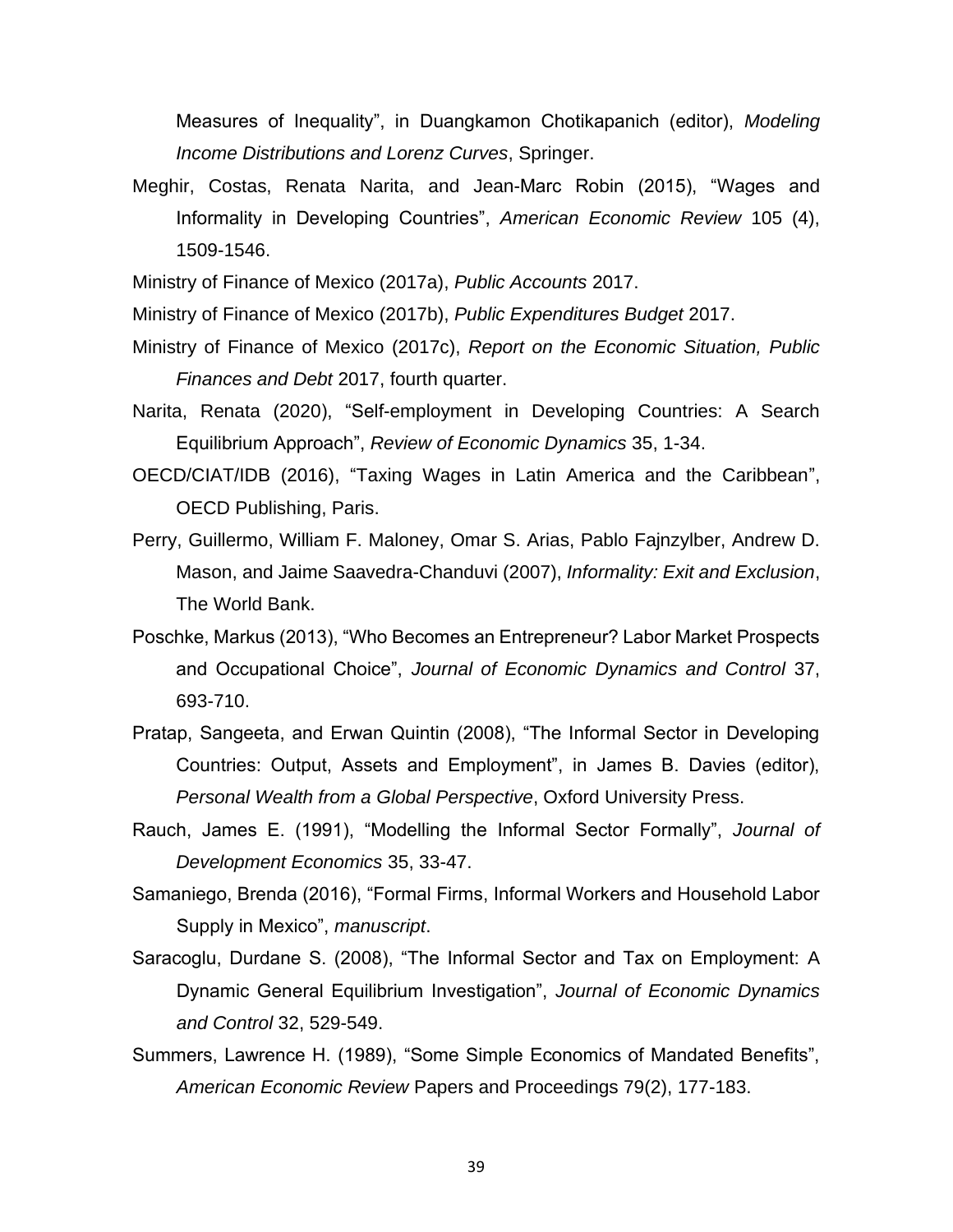Measures of Inequality", in Duangkamon Chotikapanich (editor), *Modeling Income Distributions and Lorenz Curves*, Springer.

Meghir, Costas, Renata Narita, and Jean-Marc Robin (2015), "Wages and Informality in Developing Countries", *American Economic Review* 105 (4), 1509-1546.

Ministry of Finance of Mexico (2017a), *Public Accounts* 2017.

Ministry of Finance of Mexico (2017b), *Public Expenditures Budget* 2017.

Ministry of Finance of Mexico (2017c), *Report on the Economic Situation, Public Finances and Debt* 2017, fourth quarter.

Narita, Renata (2020), "Self-employment in Developing Countries: A Search Equilibrium Approach", *Review of Economic Dynamics* 35, 1-34.

OECD/CIAT/IDB (2016), "Taxing Wages in Latin America and the Caribbean", OECD Publishing, Paris.

Perry, Guillermo, William F. Maloney, Omar S. Arias, Pablo Fajnzylber, Andrew D. Mason, and Jaime Saavedra-Chanduvi (2007), *Informality: Exit and Exclusion*, The World Bank.

Poschke, Markus (2013), "Who Becomes an Entrepreneur? Labor Market Prospects and Occupational Choice", *Journal of Economic Dynamics and Control* 37, 693-710.

Pratap, Sangeeta, and Erwan Quintin (2008), "The Informal Sector in Developing Countries: Output, Assets and Employment", in James B. Davies (editor), *Personal Wealth from a Global Perspective*, Oxford University Press.

Rauch, James E. (1991), "Modelling the Informal Sector Formally", *Journal of Development Economics* 35, 33-47.

Samaniego, Brenda (2016), "Formal Firms, Informal Workers and Household Labor Supply in Mexico", *manuscript*.

Saracoglu, Durdane S. (2008), "The Informal Sector and Tax on Employment: A Dynamic General Equilibrium Investigation", *Journal of Economic Dynamics and Control* 32, 529-549.

Summers, Lawrence H. (1989), "Some Simple Economics of Mandated Benefits", *American Economic Review* Papers and Proceedings 79(2), 177-183.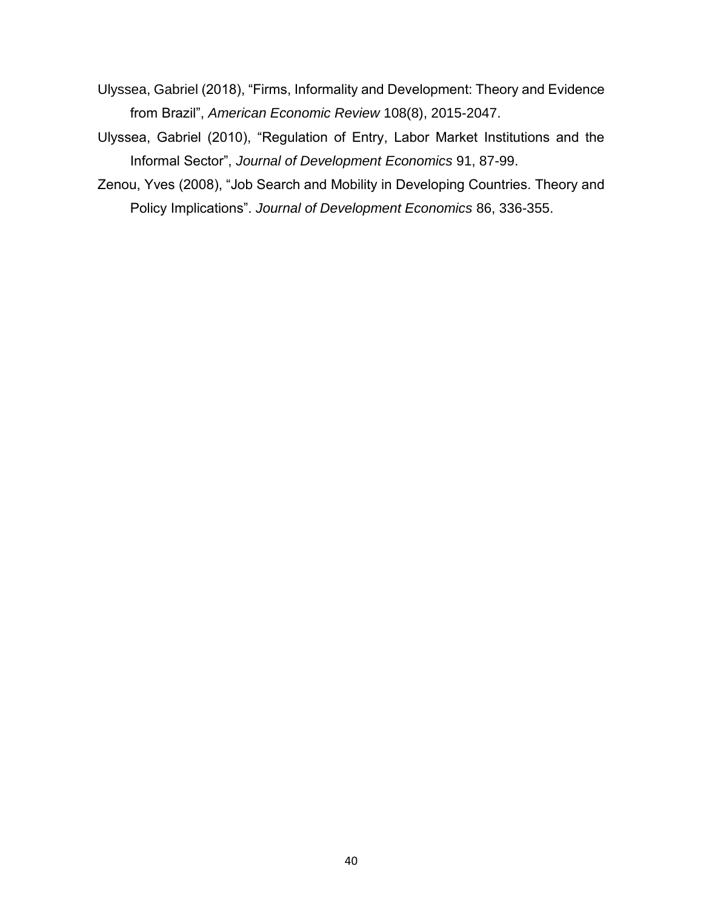Ulyssea, Gabriel (2018), "Firms, Informality and Development: Theory and Evidence from Brazil", *American Economic Review* 108(8), 2015-2047.

Ulyssea, Gabriel (2010), "Regulation of Entry, Labor Market Institutions and the Informal Sector", *Journal of Development Economics* 91, 87-99.

Zenou, Yves (2008), "Job Search and Mobility in Developing Countries. Theory and Policy Implications". *Journal of Development Economics* 86, 336-355.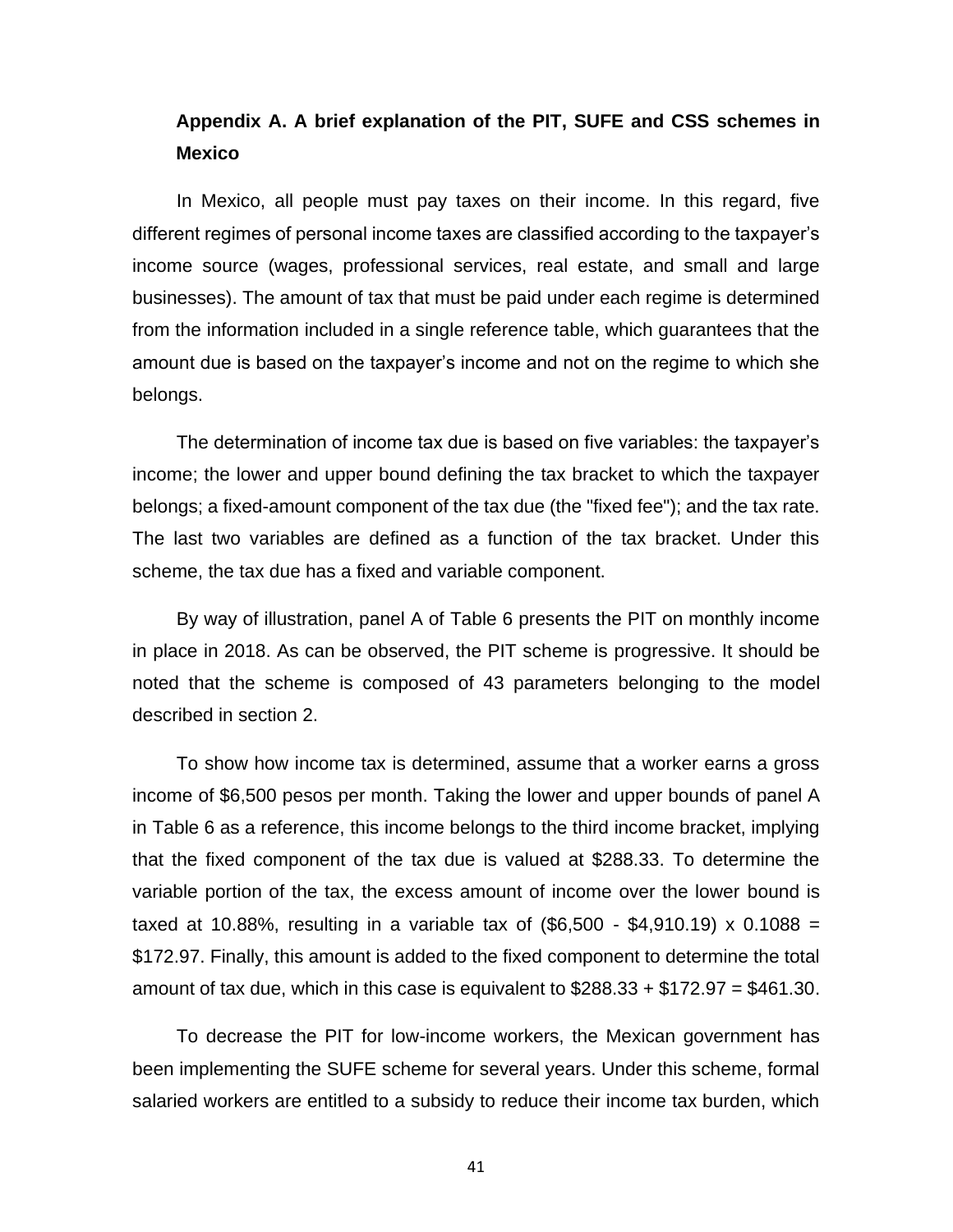## Appendix A. A brief explanation of the PIT, SUFE and CSS schemes in Mexico

In Mexico, all people must pay taxes on their income. In this regard, five different regimes of personal income taxes are classified according to the taxpayer's income source (wages, professional services, real estate, and small and large businesses). The amount of tax that must be paid under each regime is determined from the information included in a single reference table, which guarantees that the amount due is based on the taxpayer's income and not on the regime to which she belongs.

The determination of income tax due is based on five variables: the taxpayer's income; the lower and upper bound defining the tax bracket to which the taxpayer belongs; a fixed-amount component of the tax due (the "fixed fee"); and the tax rate. The last two variables are defined as a function of the tax bracket. Under this scheme, the tax due has a fixed and variable component.

By way of illustration, panel A of Table 6 presents the PIT on monthly income in place in 2018. As can be observed, the PIT scheme is progressive. It should be noted that the scheme is composed of 43 parameters belonging to the model described in section 2.

To show how income tax is determined, assume that a worker earns a gross income of $6,500 pesos per month. Taking the lower and upper bounds of panel A in Table 6 as a reference, this income belongs to the third income bracket, implying that the fixed component of the tax due is valued at $288.33. To determine the variable portion of the tax, the excess amount of income over the lower bound is taxed at 10.88%, resulting in a variable tax of ($6,500 - $4,910.19) x 0.1088 = $172.97. Finally, this amount is added to the fixed component to determine the total amount of tax due, which in this case is equivalent to $288.33 + $172.97 = $461.30.

To decrease the PIT for low-income workers, the Mexican government has been implementing the SUFE scheme for several years. Under this scheme, formal salaried workers are entitled to a subsidy to reduce their income tax burden, which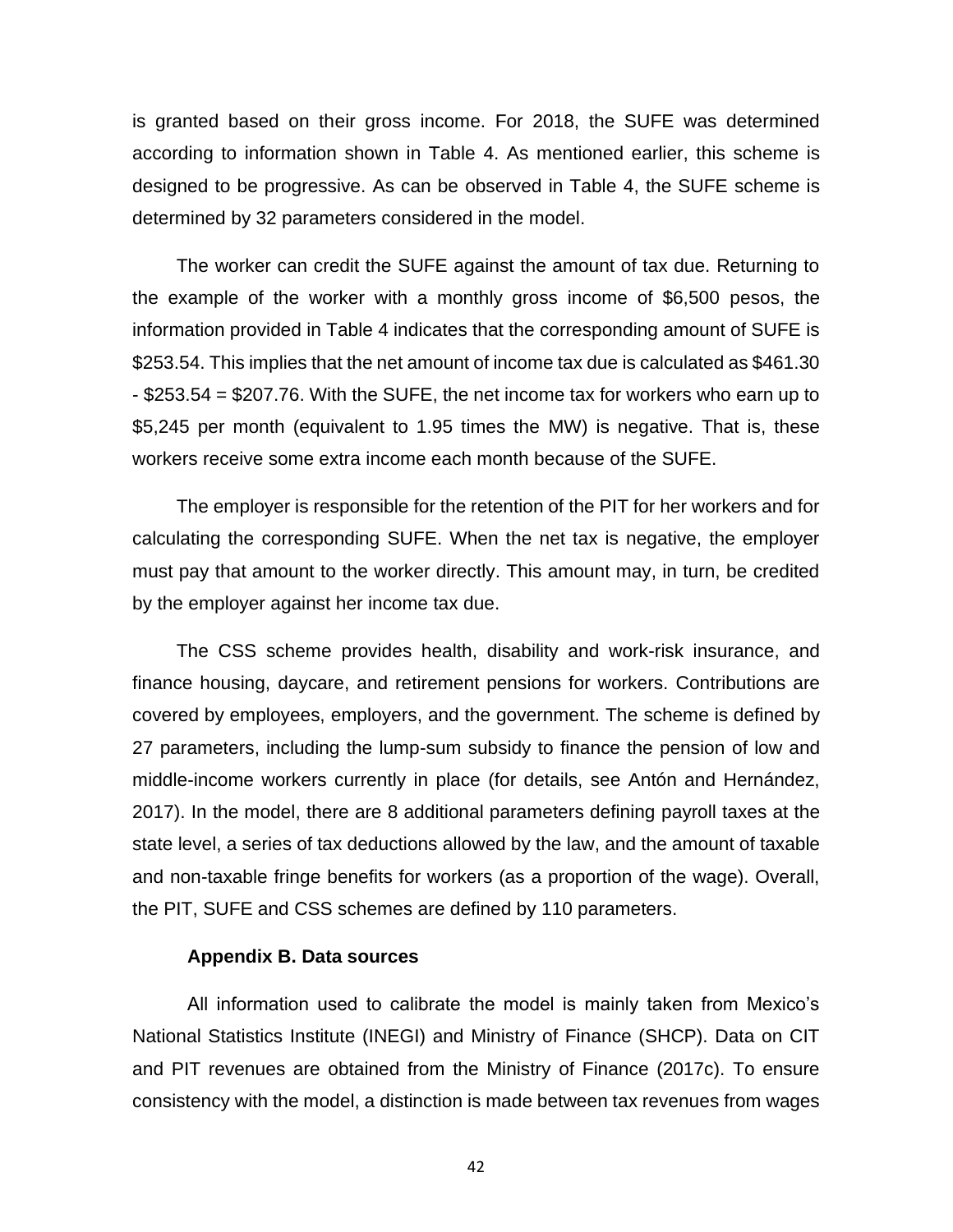is granted based on their gross income. For 2018, the SUFE was determined according to information shown in Table 4. As mentioned earlier, this scheme is designed to be progressive. As can be observed in Table 4, the SUFE scheme is determined by 32 parameters considered in the model.

The worker can credit the SUFE against the amount of tax due. Returning to the example of the worker with a monthly gross income of $6,500 pesos, the information provided in Table 4 indicates that the corresponding amount of SUFE is $253.54. This implies that the net amount of income tax due is calculated as $461.30 - $253.54 = $207.76. With the SUFE, the net income tax for workers who earn up to $5,245 per month (equivalent to 1.95 times the MW) is negative. That is, these workers receive some extra income each month because of the SUFE.

The employer is responsible for the retention of the PIT for her workers and for calculating the corresponding SUFE. When the net tax is negative, the employer must pay that amount to the worker directly. This amount may, in turn, be credited by the employer against her income tax due.

The CSS scheme provides health, disability and work-risk insurance, and finance housing, daycare, and retirement pensions for workers. Contributions are covered by employees, employers, and the government. The scheme is defined by 27 parameters, including the lump-sum subsidy to finance the pension of low and middle-income workers currently in place (for details, see Antón and Hernández, 2017). In the model, there are 8 additional parameters defining payroll taxes at the state level, a series of tax deductions allowed by the law, and the amount of taxable and non-taxable fringe benefits for workers (as a proportion of the wage). Overall, the PIT, SUFE and CSS schemes are defined by 110 parameters.

## Appendix B. Data sources

All information used to calibrate the model is mainly taken from Mexico's National Statistics Institute (INEGI) and Ministry of Finance (SHCP). Data on CIT and PIT revenues are obtained from the Ministry of Finance (2017c). To ensure consistency with the model, a distinction is made between tax revenues from wages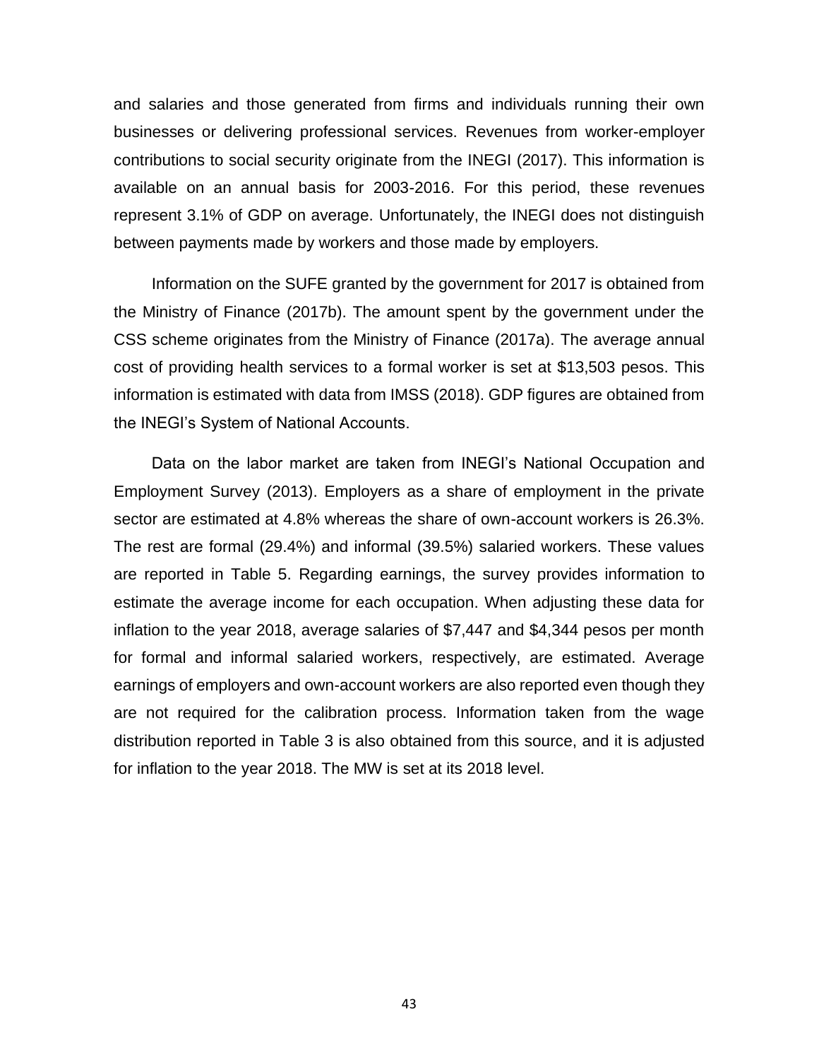and salaries and those generated from firms and individuals running their own businesses or delivering professional services. Revenues from worker-employer contributions to social security originate from the INEGI (2017). This information is available on an annual basis for 2003-2016. For this period, these revenues represent 3.1% of GDP on average. Unfortunately, the INEGI does not distinguish between payments made by workers and those made by employers.

Information on the SUFE granted by the government for 2017 is obtained from the Ministry of Finance (2017b). The amount spent by the government under the CSS scheme originates from the Ministry of Finance (2017a). The average annual cost of providing health services to a formal worker is set at $13,503 pesos. This information is estimated with data from IMSS (2018). GDP figures are obtained from the INEGI's System of National Accounts.

Data on the labor market are taken from INEGI's National Occupation and Employment Survey (2013). Employers as a share of employment in the private sector are estimated at 4.8% whereas the share of own-account workers is 26.3%. The rest are formal (29.4%) and informal (39.5%) salaried workers. These values are reported in Table 5. Regarding earnings, the survey provides information to estimate the average income for each occupation. When adjusting these data for inflation to the year 2018, average salaries of $7,447 and $4,344 pesos per month for formal and informal salaried workers, respectively, are estimated. Average earnings of employers and own-account workers are also reported even though they are not required for the calibration process. Information taken from the wage distribution reported in Table 3 is also obtained from this source, and it is adjusted for inflation to the year 2018. The MW is set at its 2018 level.